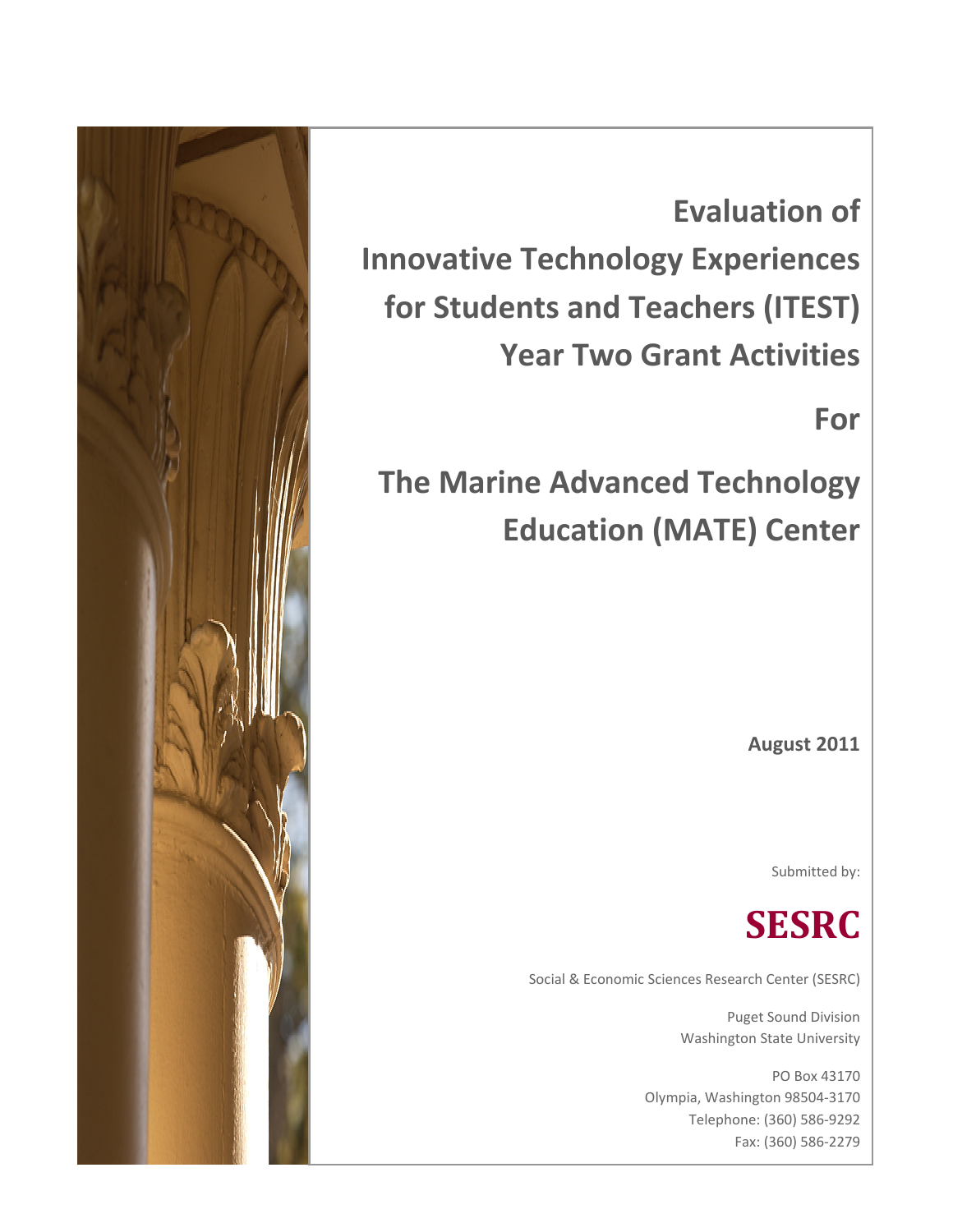# Evaluation of Innovative Technology Experiences for Students and Teachers (ITEST) Year Two Grant Activities

## For

# The Marine Advanced Technology Education (MATE) Center

**August 2011**

Submitted by:

**SESRC**

Social & Economic Sciences Research Center (SESRC)

Puget Sound Division
Washington State University

PO Box 43170
Olympia, Washington 98504-3170
Telephone: (360) 586-9292
Fax: (360) 586-2279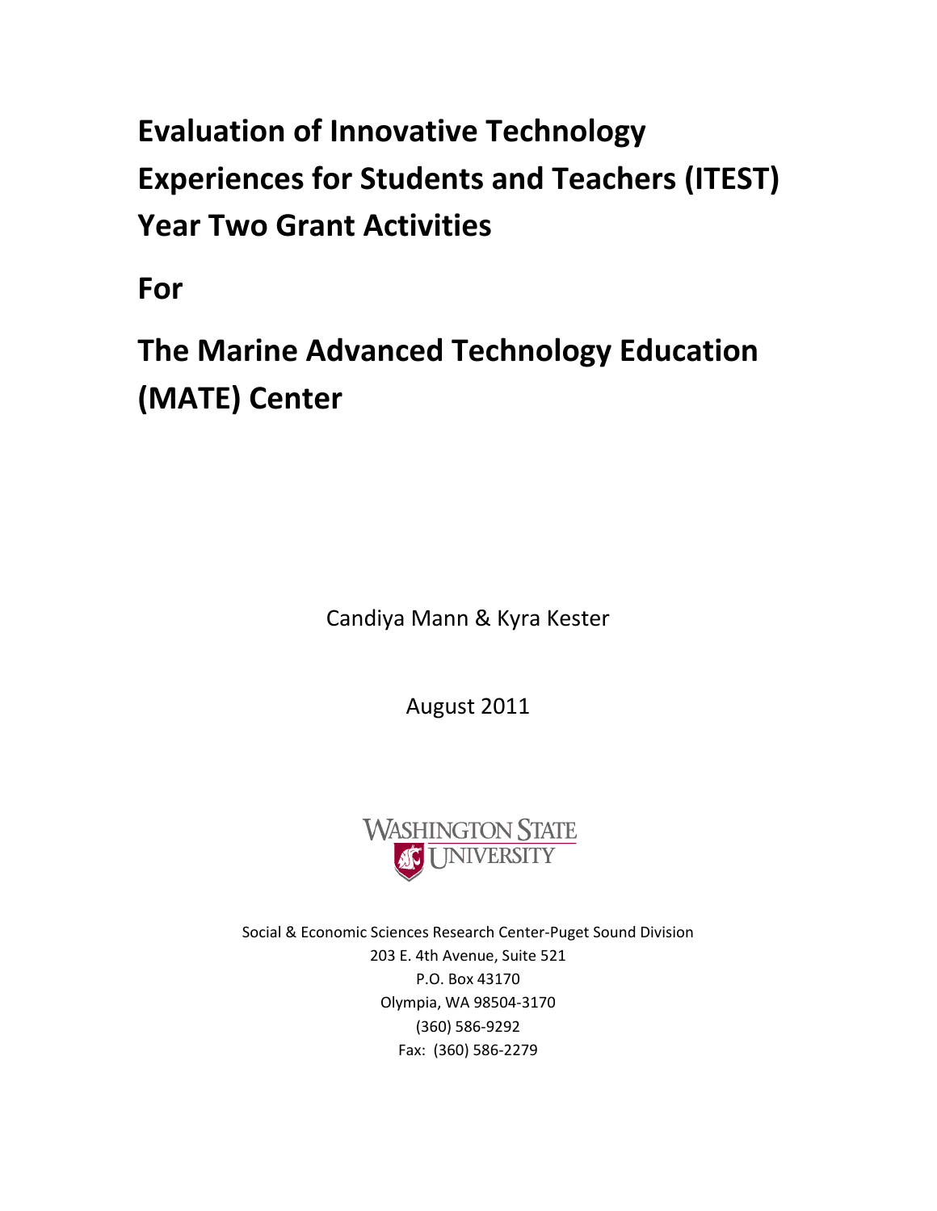# Evaluation of Innovative Technology Experiences for Students and Teachers (ITEST) Year Two Grant Activities

# For

# The Marine Advanced Technology Education (MATE) Center

Candiya Mann & Kyra Kester

August 2011

WASHINGTON STATE UNIVERSITY

Social & Economic Sciences Research Center-Puget Sound Division
203 E. 4th Avenue, Suite 521
P.O. Box 43170
Olympia, WA 98504-3170
(360) 586-9292
Fax: (360) 586-2279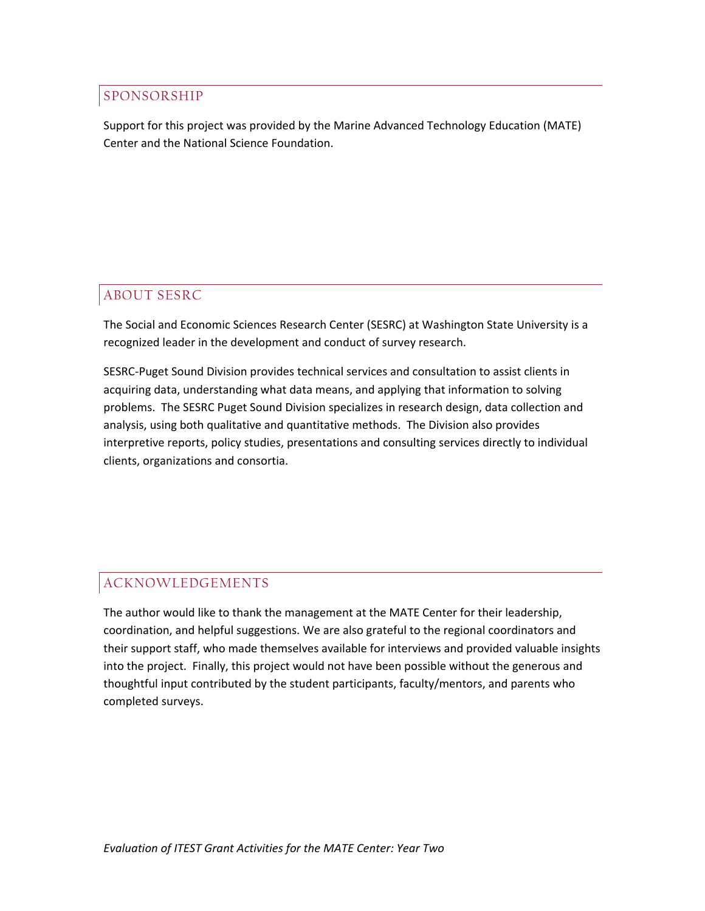## SPONSORSHIP

Support for this project was provided by the Marine Advanced Technology Education (MATE) Center and the National Science Foundation.

## ABOUT SESRC

The Social and Economic Sciences Research Center (SESRC) at Washington State University is a recognized leader in the development and conduct of survey research.

SESRC-Puget Sound Division provides technical services and consultation to assist clients in acquiring data, understanding what data means, and applying that information to solving problems. The SESRC Puget Sound Division specializes in research design, data collection and analysis, using both qualitative and quantitative methods. The Division also provides interpretive reports, policy studies, presentations and consulting services directly to individual clients, organizations and consortia.

## ACKNOWLEDGEMENTS

The author would like to thank the management at the MATE Center for their leadership, coordination, and helpful suggestions. We are also grateful to the regional coordinators and their support staff, who made themselves available for interviews and provided valuable insights into the project. Finally, this project would not have been possible without the generous and thoughtful input contributed by the student participants, faculty/mentors, and parents who completed surveys.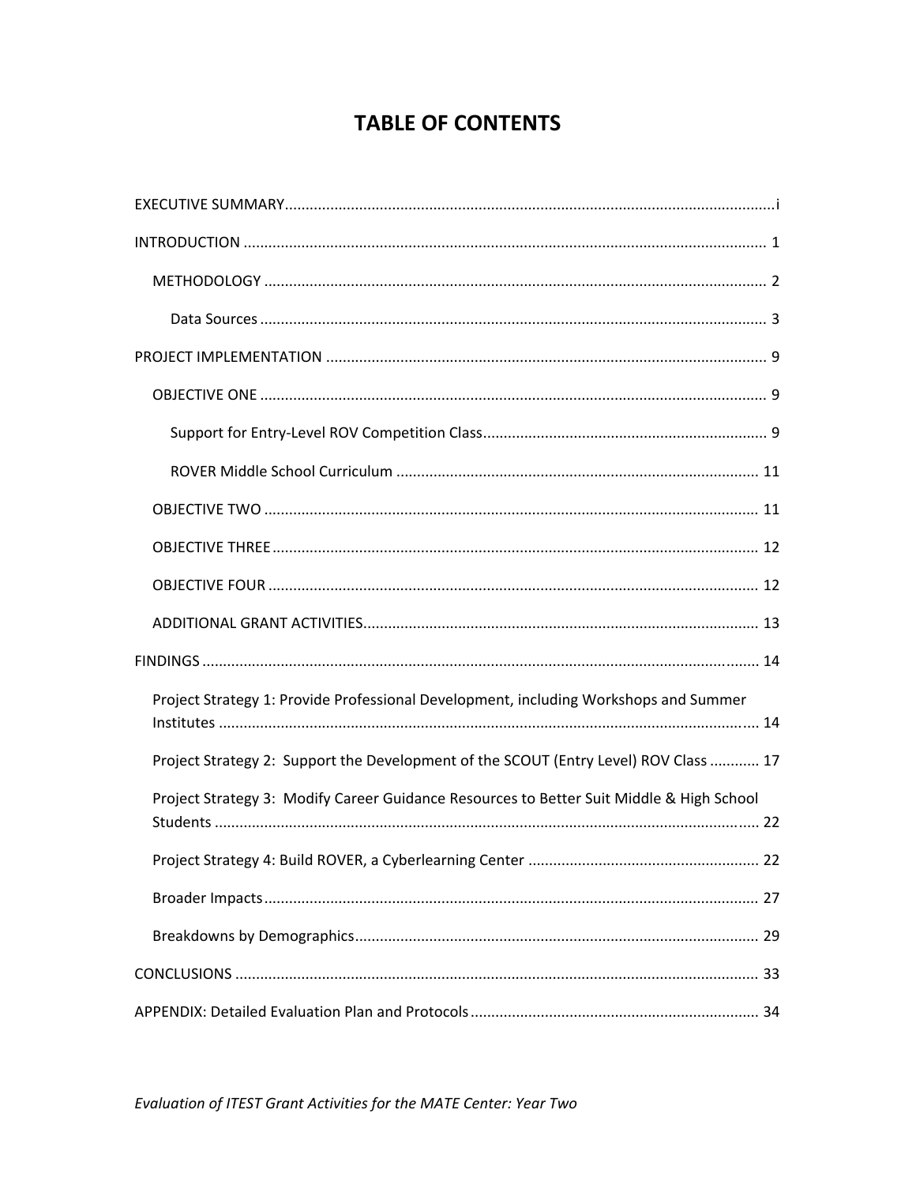# TABLE OF CONTENTS

EXECUTIVE SUMMARY ..................................................................................................................i

INTRODUCTION ........................................................................................................................ 1

- METHODOLOGY .................................................................................................................. 2
  - Data Sources .................................................................................................................. 3

PROJECT IMPLEMENTATION ..................................................................................................... 9

- OBJECTIVE ONE ................................................................................................................... 9
  - Support for Entry-Level ROV Competition Class.................................................................... 9
  - ROVER Middle School Curriculum ...................................................................................... 11
- OBJECTIVE TWO .................................................................................................................. 11
- OBJECTIVE THREE ............................................................................................................... 12
- OBJECTIVE FOUR ................................................................................................................. 12
- ADDITIONAL GRANT ACTIVITIES.......................................................................................... 13

FINDINGS ................................................................................................................................. 14

- Project Strategy 1: Provide Professional Development, including Workshops and Summer Institutes ..................................................................................................................... 14
- Project Strategy 2: Support the Development of the SCOUT (Entry Level) ROV Class ............ 17
- Project Strategy 3: Modify Career Guidance Resources to Better Suit Middle & High School Students ....................................................................................................................... 22
- Project Strategy 4: Build ROVER, a Cyberlearning Center ...................................................... 22
- Broader Impacts.................................................................................................................. 27
- Breakdowns by Demographics............................................................................................. 29

CONCLUSIONS ........................................................................................................................ 33

APPENDIX: Detailed Evaluation Plan and Protocols ..................................................................... 34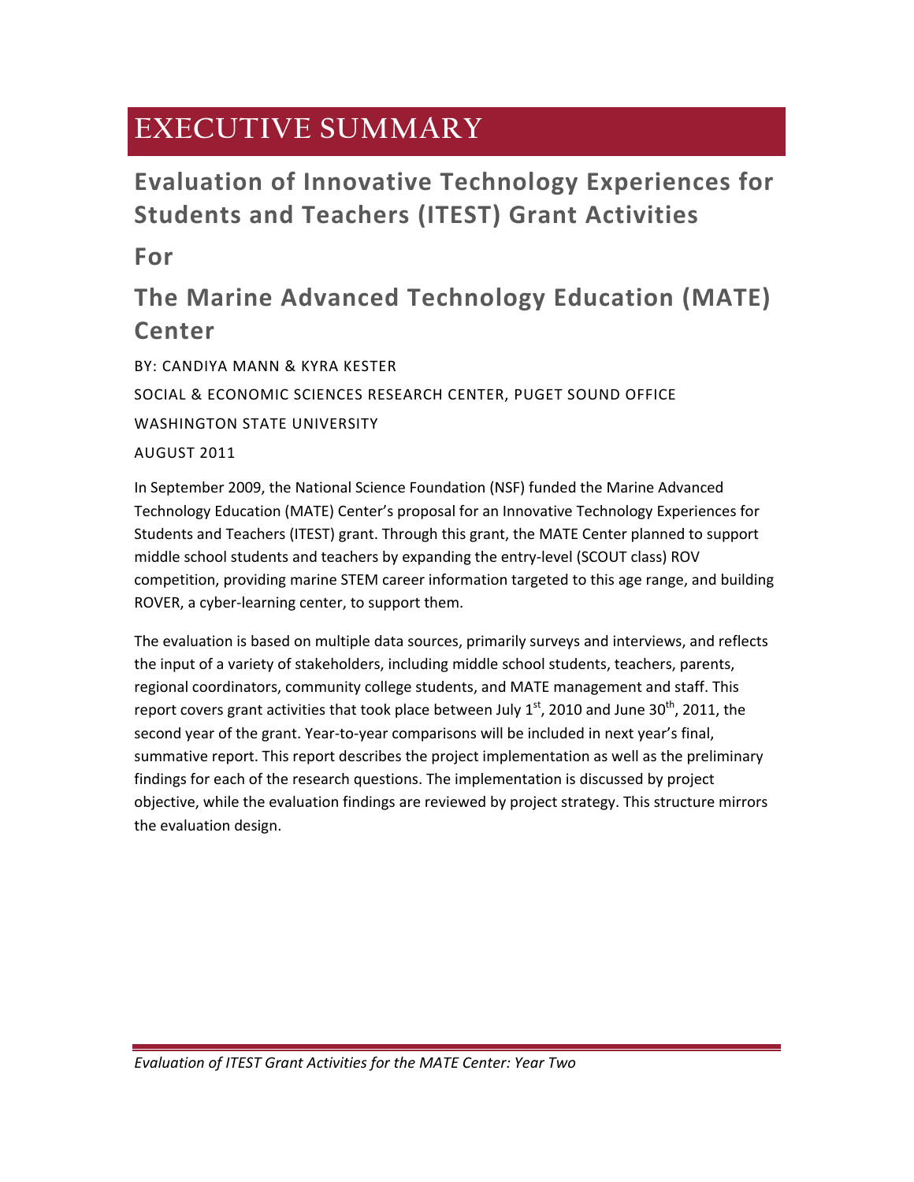# EXECUTIVE SUMMARY

## Evaluation of Innovative Technology Experiences for Students and Teachers (ITEST) Grant Activities

## For

## The Marine Advanced Technology Education (MATE) Center

BY: CANDIYA MANN & KYRA KESTER

SOCIAL & ECONOMIC SCIENCES RESEARCH CENTER, PUGET SOUND OFFICE

WASHINGTON STATE UNIVERSITY

AUGUST 2011

In September 2009, the National Science Foundation (NSF) funded the Marine Advanced Technology Education (MATE) Center's proposal for an Innovative Technology Experiences for Students and Teachers (ITEST) grant. Through this grant, the MATE Center planned to support middle school students and teachers by expanding the entry-level (SCOUT class) ROV competition, providing marine STEM career information targeted to this age range, and building ROVER, a cyber-learning center, to support them.

The evaluation is based on multiple data sources, primarily surveys and interviews, and reflects the input of a variety of stakeholders, including middle school students, teachers, parents, regional coordinators, community college students, and MATE management and staff. This report covers grant activities that took place between July 1st, 2010 and June 30th, 2011, the second year of the grant. Year-to-year comparisons will be included in next year's final, summative report. This report describes the project implementation as well as the preliminary findings for each of the research questions. The implementation is discussed by project objective, while the evaluation findings are reviewed by project strategy. This structure mirrors the evaluation design.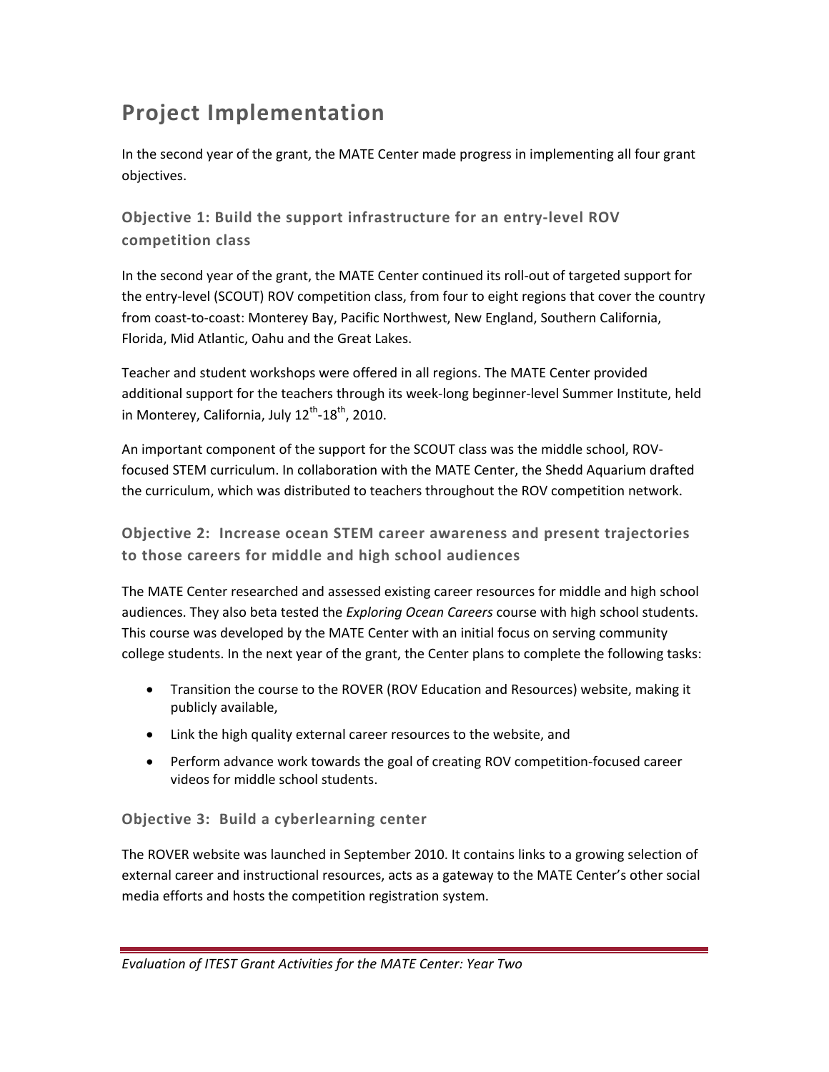# Project Implementation

In the second year of the grant, the MATE Center made progress in implementing all four grant objectives.

## Objective 1: Build the support infrastructure for an entry-level ROV competition class

In the second year of the grant, the MATE Center continued its roll-out of targeted support for the entry-level (SCOUT) ROV competition class, from four to eight regions that cover the country from coast-to-coast: Monterey Bay, Pacific Northwest, New England, Southern California, Florida, Mid Atlantic, Oahu and the Great Lakes.

Teacher and student workshops were offered in all regions. The MATE Center provided additional support for the teachers through its week-long beginner-level Summer Institute, held in Monterey, California, July 12th-18th, 2010.

An important component of the support for the SCOUT class was the middle school, ROV-focused STEM curriculum. In collaboration with the MATE Center, the Shedd Aquarium drafted the curriculum, which was distributed to teachers throughout the ROV competition network.

## Objective 2: Increase ocean STEM career awareness and present trajectories to those careers for middle and high school audiences

The MATE Center researched and assessed existing career resources for middle and high school audiences. They also beta tested the *Exploring Ocean Careers* course with high school students. This course was developed by the MATE Center with an initial focus on serving community college students. In the next year of the grant, the Center plans to complete the following tasks:

- Transition the course to the ROVER (ROV Education and Resources) website, making it publicly available,
- Link the high quality external career resources to the website, and
- Perform advance work towards the goal of creating ROV competition-focused career videos for middle school students.

## Objective 3: Build a cyberlearning center

The ROVER website was launched in September 2010. It contains links to a growing selection of external career and instructional resources, acts as a gateway to the MATE Center's other social media efforts and hosts the competition registration system.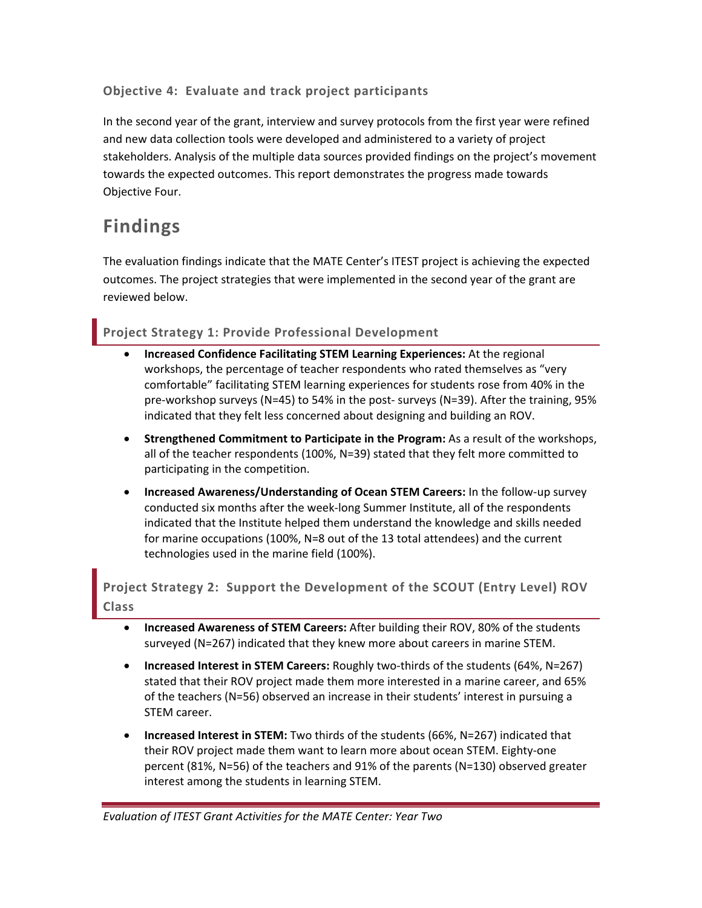### Objective 4: Evaluate and track project participants

In the second year of the grant, interview and survey protocols from the first year were refined and new data collection tools were developed and administered to a variety of project stakeholders. Analysis of the multiple data sources provided findings on the project's movement towards the expected outcomes. This report demonstrates the progress made towards Objective Four.

# Findings

The evaluation findings indicate that the MATE Center's ITEST project is achieving the expected outcomes. The project strategies that were implemented in the second year of the grant are reviewed below.

## Project Strategy 1: Provide Professional Development

- **Increased Confidence Facilitating STEM Learning Experiences:** At the regional workshops, the percentage of teacher respondents who rated themselves as "very comfortable" facilitating STEM learning experiences for students rose from 40% in the pre-workshop surveys (N=45) to 54% in the post- surveys (N=39). After the training, 95% indicated that they felt less concerned about designing and building an ROV.
- **Strengthened Commitment to Participate in the Program:** As a result of the workshops, all of the teacher respondents (100%, N=39) stated that they felt more committed to participating in the competition.
- **Increased Awareness/Understanding of Ocean STEM Careers:** In the follow-up survey conducted six months after the week-long Summer Institute, all of the respondents indicated that the Institute helped them understand the knowledge and skills needed for marine occupations (100%, N=8 out of the 13 total attendees) and the current technologies used in the marine field (100%).

## Project Strategy 2: Support the Development of the SCOUT (Entry Level) ROV Class

- **Increased Awareness of STEM Careers:** After building their ROV, 80% of the students surveyed (N=267) indicated that they knew more about careers in marine STEM.
- **Increased Interest in STEM Careers:** Roughly two-thirds of the students (64%, N=267) stated that their ROV project made them more interested in a marine career, and 65% of the teachers (N=56) observed an increase in their students' interest in pursuing a STEM career.
- **Increased Interest in STEM:** Two thirds of the students (66%, N=267) indicated that their ROV project made them want to learn more about ocean STEM. Eighty-one percent (81%, N=56) of the teachers and 91% of the parents (N=130) observed greater interest among the students in learning STEM.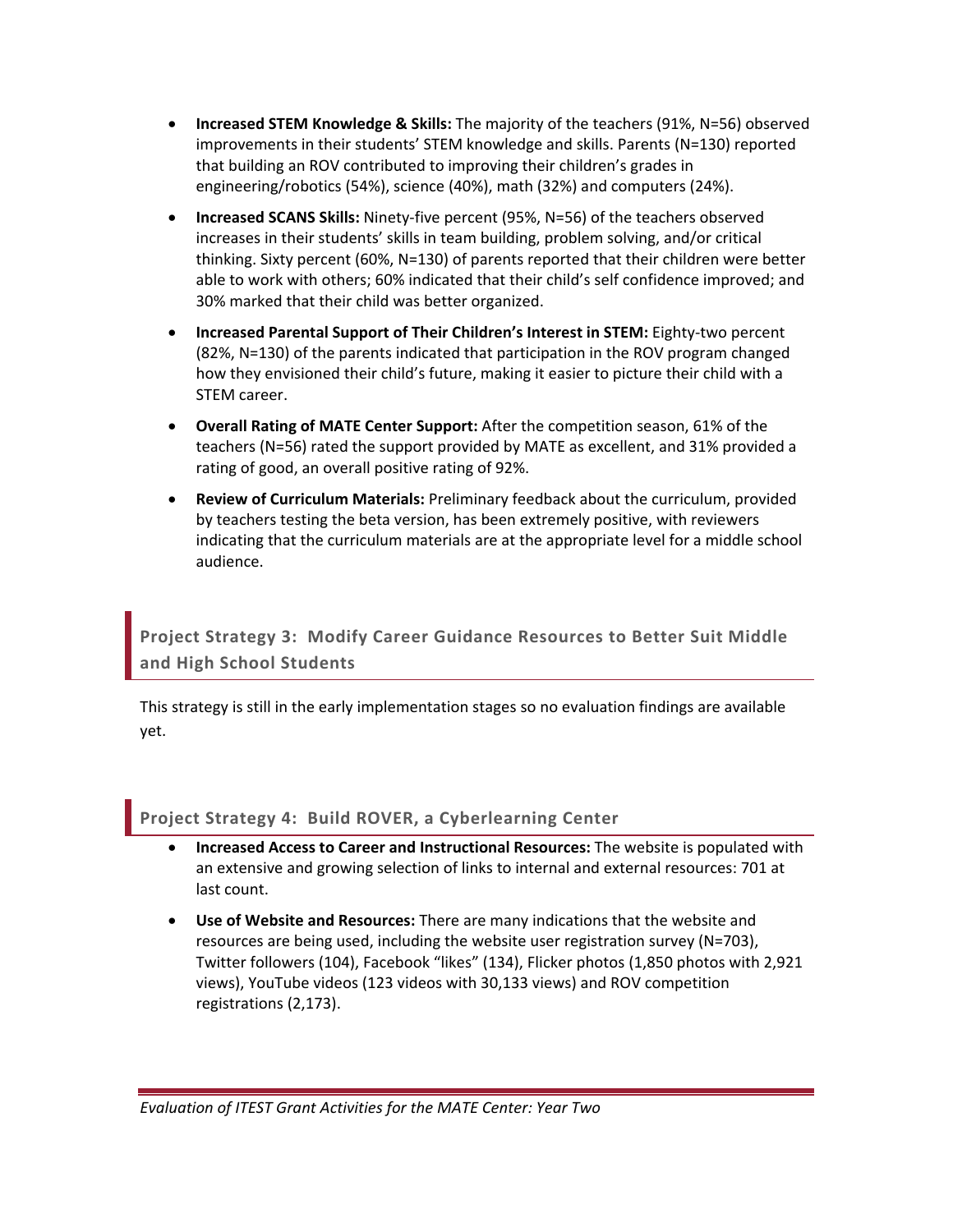- **Increased STEM Knowledge & Skills:** The majority of the teachers (91%, N=56) observed improvements in their students' STEM knowledge and skills. Parents (N=130) reported that building an ROV contributed to improving their children's grades in engineering/robotics (54%), science (40%), math (32%) and computers (24%).
- **Increased SCANS Skills:** Ninety-five percent (95%, N=56) of the teachers observed increases in their students' skills in team building, problem solving, and/or critical thinking. Sixty percent (60%, N=130) of parents reported that their children were better able to work with others; 60% indicated that their child's self confidence improved; and 30% marked that their child was better organized.
- **Increased Parental Support of Their Children's Interest in STEM:** Eighty-two percent (82%, N=130) of the parents indicated that participation in the ROV program changed how they envisioned their child's future, making it easier to picture their child with a STEM career.
- **Overall Rating of MATE Center Support:** After the competition season, 61% of the teachers (N=56) rated the support provided by MATE as excellent, and 31% provided a rating of good, an overall positive rating of 92%.
- **Review of Curriculum Materials:** Preliminary feedback about the curriculum, provided by teachers testing the beta version, has been extremely positive, with reviewers indicating that the curriculum materials are at the appropriate level for a middle school audience.

## Project Strategy 3: Modify Career Guidance Resources to Better Suit Middle and High School Students

This strategy is still in the early implementation stages so no evaluation findings are available yet.

## Project Strategy 4: Build ROVER, a Cyberlearning Center

- **Increased Access to Career and Instructional Resources:** The website is populated with an extensive and growing selection of links to internal and external resources: 701 at last count.
- **Use of Website and Resources:** There are many indications that the website and resources are being used, including the website user registration survey (N=703), Twitter followers (104), Facebook "likes" (134), Flicker photos (1,850 photos with 2,921 views), YouTube videos (123 videos with 30,133 views) and ROV competition registrations (2,173).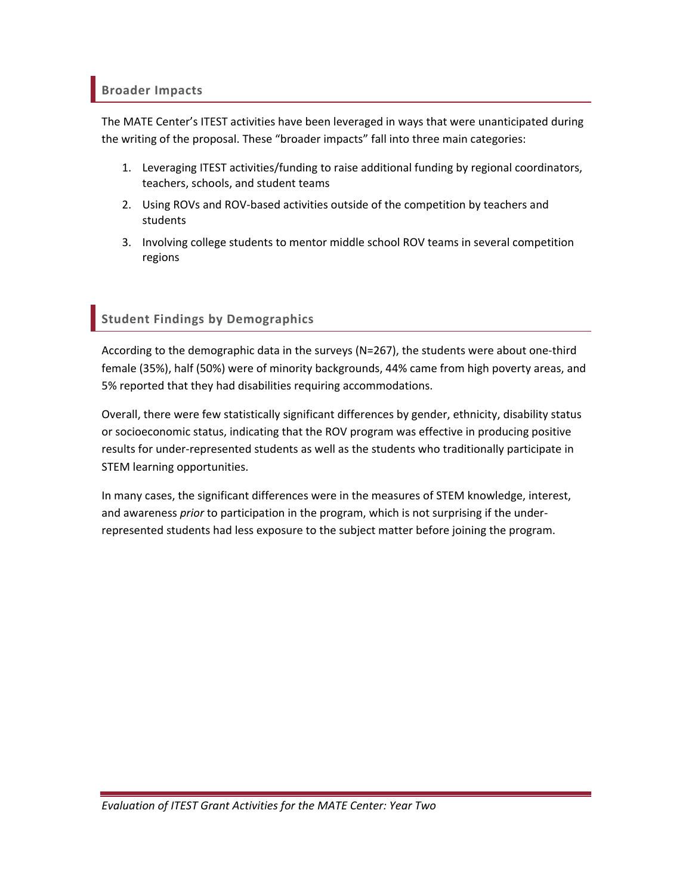## Broader Impacts

The MATE Center's ITEST activities have been leveraged in ways that were unanticipated during the writing of the proposal. These "broader impacts" fall into three main categories:

1. Leveraging ITEST activities/funding to raise additional funding by regional coordinators, teachers, schools, and student teams
2. Using ROVs and ROV-based activities outside of the competition by teachers and students
3. Involving college students to mentor middle school ROV teams in several competition regions

## Student Findings by Demographics

According to the demographic data in the surveys (N=267), the students were about one-third female (35%), half (50%) were of minority backgrounds, 44% came from high poverty areas, and 5% reported that they had disabilities requiring accommodations.

Overall, there were few statistically significant differences by gender, ethnicity, disability status or socioeconomic status, indicating that the ROV program was effective in producing positive results for under-represented students as well as the students who traditionally participate in STEM learning opportunities.

In many cases, the significant differences were in the measures of STEM knowledge, interest, and awareness *prior* to participation in the program, which is not surprising if the under-represented students had less exposure to the subject matter before joining the program.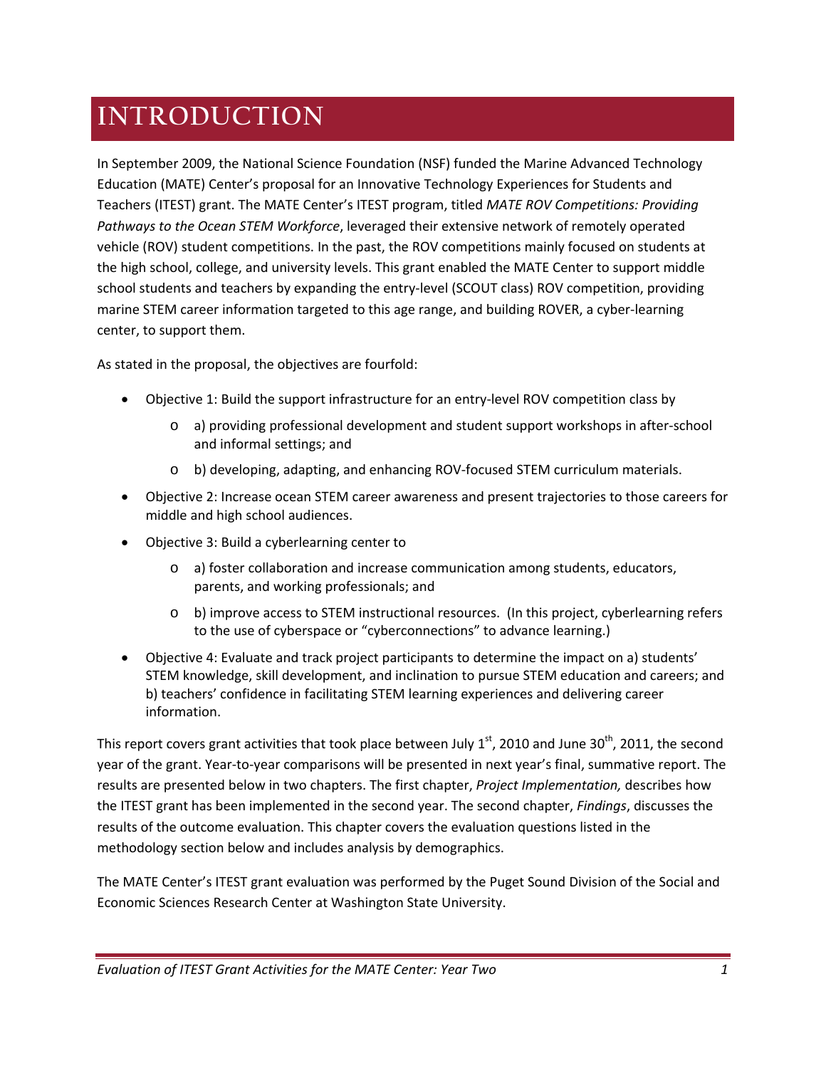# INTRODUCTION

In September 2009, the National Science Foundation (NSF) funded the Marine Advanced Technology Education (MATE) Center's proposal for an Innovative Technology Experiences for Students and Teachers (ITEST) grant. The MATE Center's ITEST program, titled *MATE ROV Competitions: Providing Pathways to the Ocean STEM Workforce*, leveraged their extensive network of remotely operated vehicle (ROV) student competitions. In the past, the ROV competitions mainly focused on students at the high school, college, and university levels. This grant enabled the MATE Center to support middle school students and teachers by expanding the entry-level (SCOUT class) ROV competition, providing marine STEM career information targeted to this age range, and building ROVER, a cyber-learning center, to support them.

As stated in the proposal, the objectives are fourfold:

- Objective 1: Build the support infrastructure for an entry-level ROV competition class by
  - a) providing professional development and student support workshops in after-school and informal settings; and
  - b) developing, adapting, and enhancing ROV-focused STEM curriculum materials.
- Objective 2: Increase ocean STEM career awareness and present trajectories to those careers for middle and high school audiences.
- Objective 3: Build a cyberlearning center to
  - a) foster collaboration and increase communication among students, educators, parents, and working professionals; and
  - b) improve access to STEM instructional resources. (In this project, cyberlearning refers to the use of cyberspace or "cyberconnections" to advance learning.)
- Objective 4: Evaluate and track project participants to determine the impact on a) students' STEM knowledge, skill development, and inclination to pursue STEM education and careers; and b) teachers' confidence in facilitating STEM learning experiences and delivering career information.

This report covers grant activities that took place between July 1st, 2010 and June 30th, 2011, the second year of the grant. Year-to-year comparisons will be presented in next year's final, summative report. The results are presented below in two chapters. The first chapter, *Project Implementation,* describes how the ITEST grant has been implemented in the second year. The second chapter, *Findings*, discusses the results of the outcome evaluation. This chapter covers the evaluation questions listed in the methodology section below and includes analysis by demographics.

The MATE Center's ITEST grant evaluation was performed by the Puget Sound Division of the Social and Economic Sciences Research Center at Washington State University.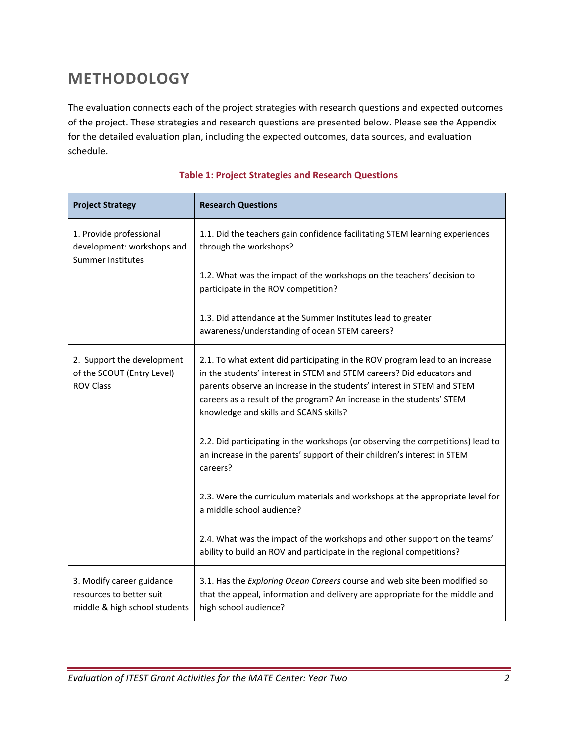# METHODOLOGY

The evaluation connects each of the project strategies with research questions and expected outcomes of the project. These strategies and research questions are presented below. Please see the Appendix for the detailed evaluation plan, including the expected outcomes, data sources, and evaluation schedule.

**Table 1: Project Strategies and Research Questions**

| Project Strategy | Research Questions |
| --- | --- |
| 1. Provide professional development: workshops and Summer Institutes | 1.1. Did the teachers gain confidence facilitating STEM learning experiences through the workshops?<br><br>1.2. What was the impact of the workshops on the teachers' decision to participate in the ROV competition?<br><br>1.3. Did attendance at the Summer Institutes lead to greater awareness/understanding of ocean STEM careers? |
| 2. Support the development of the SCOUT (Entry Level) ROV Class | 2.1. To what extent did participating in the ROV program lead to an increase in the students' interest in STEM and STEM careers? Did educators and parents observe an increase in the students' interest in STEM and STEM careers as a result of the program? An increase in the students' STEM knowledge and skills and SCANS skills?<br><br>2.2. Did participating in the workshops (or observing the competitions) lead to an increase in the parents' support of their children's interest in STEM careers?<br><br>2.3. Were the curriculum materials and workshops at the appropriate level for a middle school audience?<br><br>2.4. What was the impact of the workshops and other support on the teams' ability to build an ROV and participate in the regional competitions? |
| 3. Modify career guidance resources to better suit middle & high school students | 3.1. Has the *Exploring Ocean Careers* course and web site been modified so that the appeal, information and delivery are appropriate for the middle and high school audience? |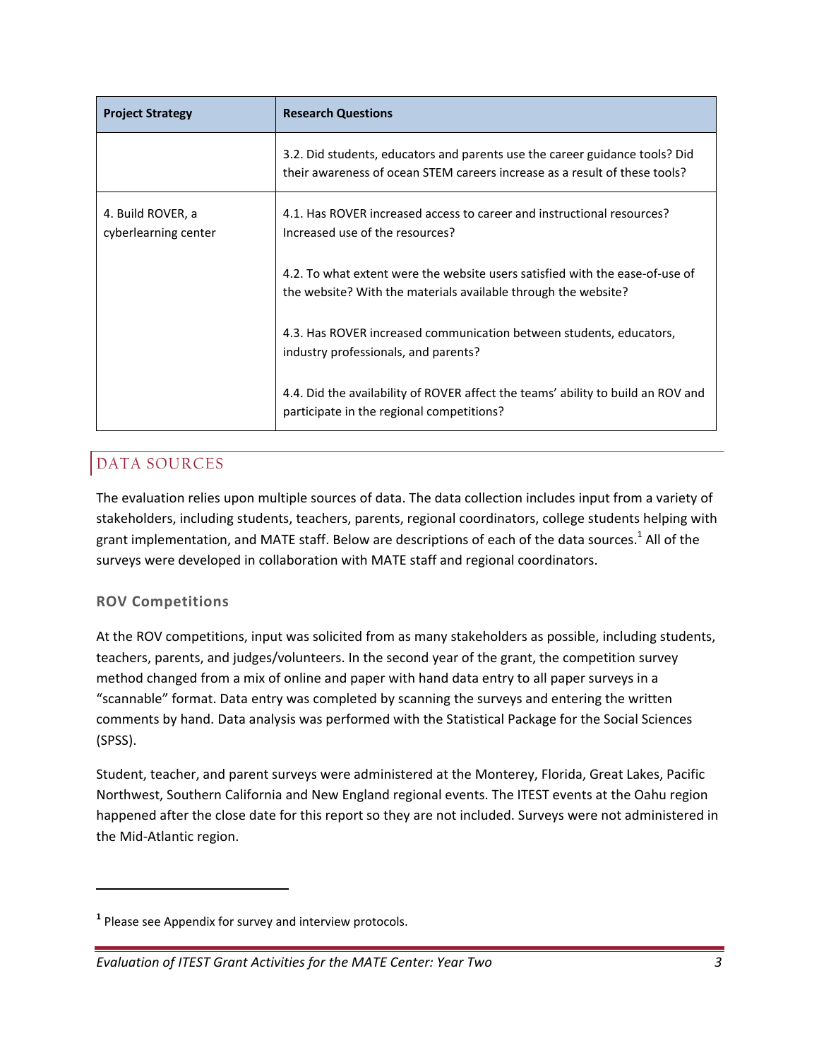| Project Strategy | Research Questions |
| --- | --- |
| | 3.2. Did students, educators and parents use the career guidance tools? Did their awareness of ocean STEM careers increase as a result of these tools? |
| 4. Build ROVER, a cyberlearning center | 4.1. Has ROVER increased access to career and instructional resources? Increased use of the resources?<br><br>4.2. To what extent were the website users satisfied with the ease-of-use of the website? With the materials available through the website?<br><br>4.3. Has ROVER increased communication between students, educators, industry professionals, and parents?<br><br>4.4. Did the availability of ROVER affect the teams' ability to build an ROV and participate in the regional competitions? |

## DATA SOURCES

The evaluation relies upon multiple sources of data. The data collection includes input from a variety of stakeholders, including students, teachers, parents, regional coordinators, college students helping with grant implementation, and MATE staff. Below are descriptions of each of the data sources.[1] All of the surveys were developed in collaboration with MATE staff and regional coordinators.

### ROV Competitions

At the ROV competitions, input was solicited from as many stakeholders as possible, including students, teachers, parents, and judges/volunteers. In the second year of the grant, the competition survey method changed from a mix of online and paper with hand data entry to all paper surveys in a "scannable" format. Data entry was completed by scanning the surveys and entering the written comments by hand. Data analysis was performed with the Statistical Package for the Social Sciences (SPSS).

Student, teacher, and parent surveys were administered at the Monterey, Florida, Great Lakes, Pacific Northwest, Southern California and New England regional events. The ITEST events at the Oahu region happened after the close date for this report so they are not included. Surveys were not administered in the Mid-Atlantic region.

[1] Please see Appendix for survey and interview protocols.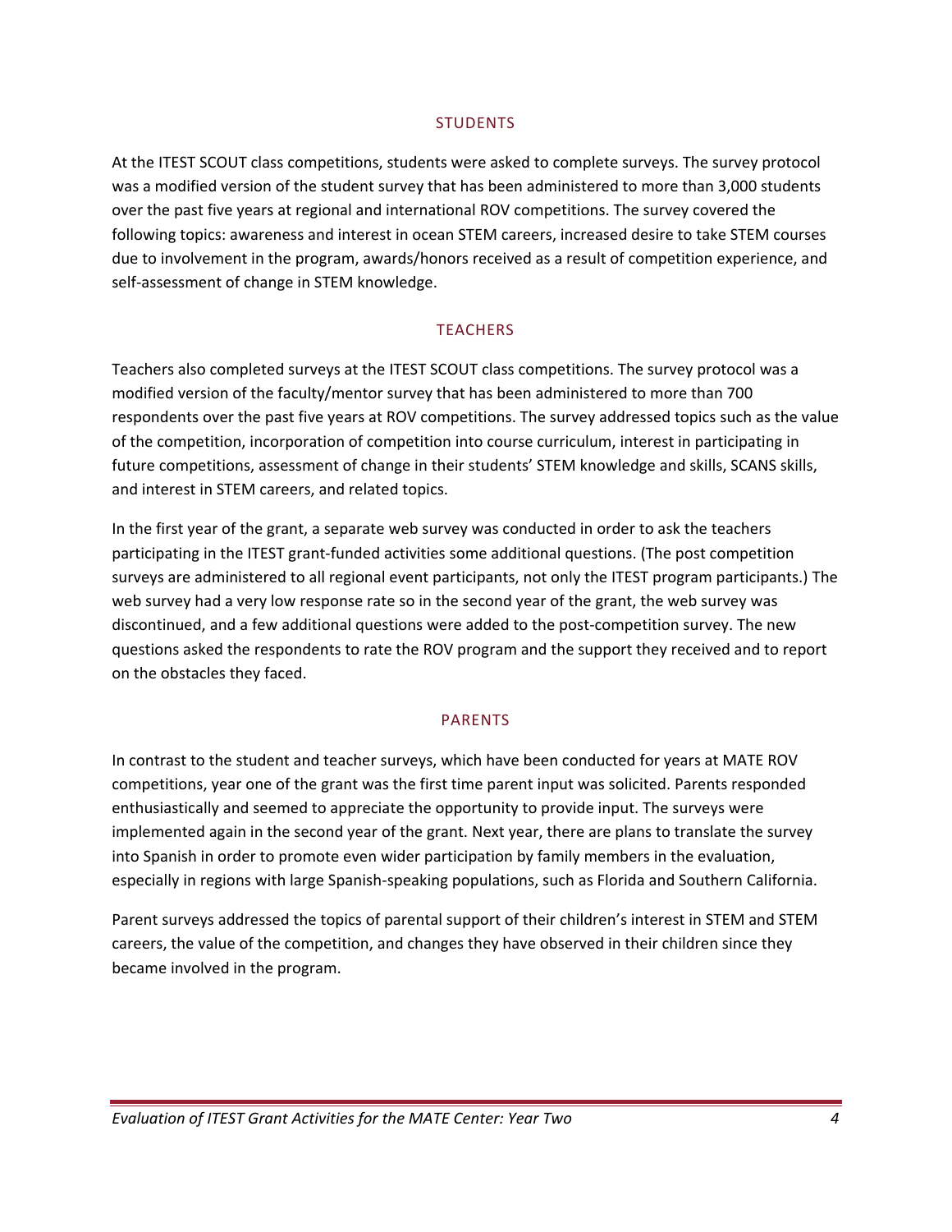### STUDENTS

At the ITEST SCOUT class competitions, students were asked to complete surveys. The survey protocol was a modified version of the student survey that has been administered to more than 3,000 students over the past five years at regional and international ROV competitions. The survey covered the following topics: awareness and interest in ocean STEM careers, increased desire to take STEM courses due to involvement in the program, awards/honors received as a result of competition experience, and self-assessment of change in STEM knowledge.

### TEACHERS

Teachers also completed surveys at the ITEST SCOUT class competitions. The survey protocol was a modified version of the faculty/mentor survey that has been administered to more than 700 respondents over the past five years at ROV competitions. The survey addressed topics such as the value of the competition, incorporation of competition into course curriculum, interest in participating in future competitions, assessment of change in their students' STEM knowledge and skills, SCANS skills, and interest in STEM careers, and related topics.

In the first year of the grant, a separate web survey was conducted in order to ask the teachers participating in the ITEST grant-funded activities some additional questions. (The post competition surveys are administered to all regional event participants, not only the ITEST program participants.) The web survey had a very low response rate so in the second year of the grant, the web survey was discontinued, and a few additional questions were added to the post-competition survey. The new questions asked the respondents to rate the ROV program and the support they received and to report on the obstacles they faced.

### PARENTS

In contrast to the student and teacher surveys, which have been conducted for years at MATE ROV competitions, year one of the grant was the first time parent input was solicited. Parents responded enthusiastically and seemed to appreciate the opportunity to provide input. The surveys were implemented again in the second year of the grant. Next year, there are plans to translate the survey into Spanish in order to promote even wider participation by family members in the evaluation, especially in regions with large Spanish-speaking populations, such as Florida and Southern California.

Parent surveys addressed the topics of parental support of their children's interest in STEM and STEM careers, the value of the competition, and changes they have observed in their children since they became involved in the program.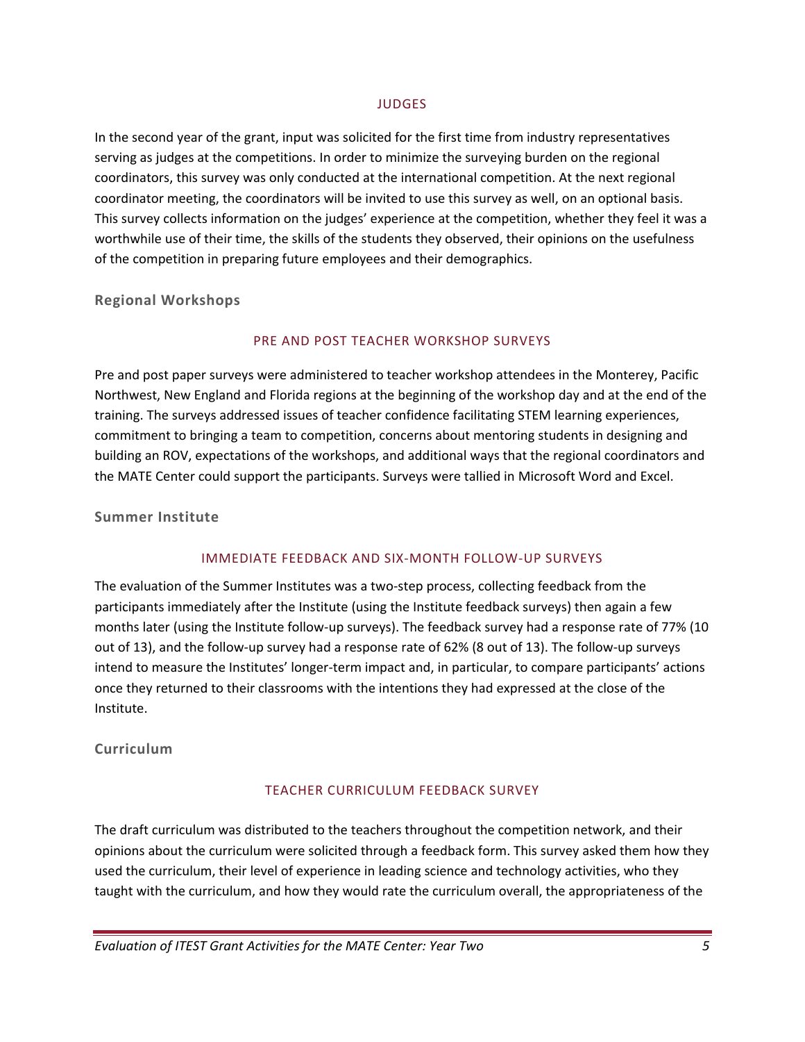#### JUDGES

In the second year of the grant, input was solicited for the first time from industry representatives serving as judges at the competitions. In order to minimize the surveying burden on the regional coordinators, this survey was only conducted at the international competition. At the next regional coordinator meeting, the coordinators will be invited to use this survey as well, on an optional basis. This survey collects information on the judges' experience at the competition, whether they feel it was a worthwhile use of their time, the skills of the students they observed, their opinions on the usefulness of the competition in preparing future employees and their demographics.

### Regional Workshops

#### PRE AND POST TEACHER WORKSHOP SURVEYS

Pre and post paper surveys were administered to teacher workshop attendees in the Monterey, Pacific Northwest, New England and Florida regions at the beginning of the workshop day and at the end of the training. The surveys addressed issues of teacher confidence facilitating STEM learning experiences, commitment to bringing a team to competition, concerns about mentoring students in designing and building an ROV, expectations of the workshops, and additional ways that the regional coordinators and the MATE Center could support the participants. Surveys were tallied in Microsoft Word and Excel.

### Summer Institute

#### IMMEDIATE FEEDBACK AND SIX-MONTH FOLLOW-UP SURVEYS

The evaluation of the Summer Institutes was a two-step process, collecting feedback from the participants immediately after the Institute (using the Institute feedback surveys) then again a few months later (using the Institute follow-up surveys). The feedback survey had a response rate of 77% (10 out of 13), and the follow-up survey had a response rate of 62% (8 out of 13). The follow-up surveys intend to measure the Institutes' longer-term impact and, in particular, to compare participants' actions once they returned to their classrooms with the intentions they had expressed at the close of the Institute.

### Curriculum

#### TEACHER CURRICULUM FEEDBACK SURVEY

The draft curriculum was distributed to the teachers throughout the competition network, and their opinions about the curriculum were solicited through a feedback form. This survey asked them how they used the curriculum, their level of experience in leading science and technology activities, who they taught with the curriculum, and how they would rate the curriculum overall, the appropriateness of the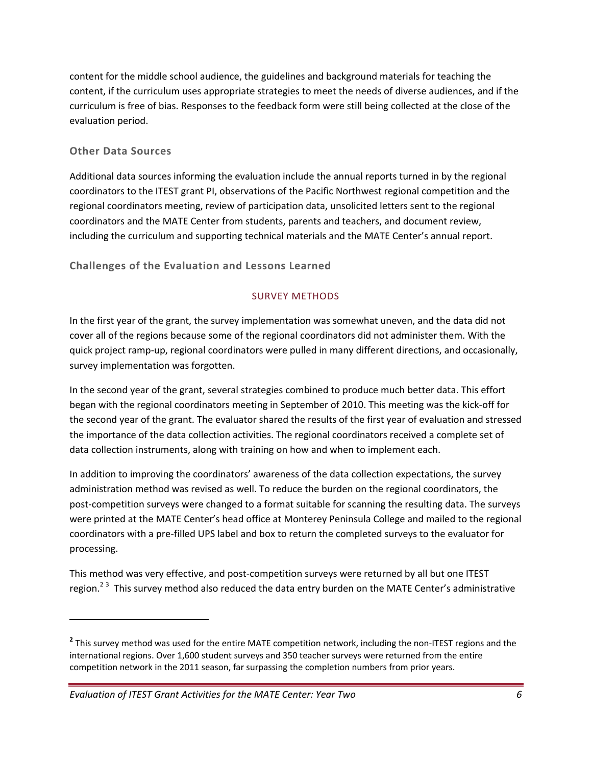content for the middle school audience, the guidelines and background materials for teaching the content, if the curriculum uses appropriate strategies to meet the needs of diverse audiences, and if the curriculum is free of bias. Responses to the feedback form were still being collected at the close of the evaluation period.

### Other Data Sources

Additional data sources informing the evaluation include the annual reports turned in by the regional coordinators to the ITEST grant PI, observations of the Pacific Northwest regional competition and the regional coordinators meeting, review of participation data, unsolicited letters sent to the regional coordinators and the MATE Center from students, parents and teachers, and document review, including the curriculum and supporting technical materials and the MATE Center's annual report.

### Challenges of the Evaluation and Lessons Learned

#### SURVEY METHODS

In the first year of the grant, the survey implementation was somewhat uneven, and the data did not cover all of the regions because some of the regional coordinators did not administer them. With the quick project ramp-up, regional coordinators were pulled in many different directions, and occasionally, survey implementation was forgotten.

In the second year of the grant, several strategies combined to produce much better data. This effort began with the regional coordinators meeting in September of 2010. This meeting was the kick-off for the second year of the grant. The evaluator shared the results of the first year of evaluation and stressed the importance of the data collection activities. The regional coordinators received a complete set of data collection instruments, along with training on how and when to implement each.

In addition to improving the coordinators' awareness of the data collection expectations, the survey administration method was revised as well. To reduce the burden on the regional coordinators, the post-competition surveys were changed to a format suitable for scanning the resulting data. The surveys were printed at the MATE Center's head office at Monterey Peninsula College and mailed to the regional coordinators with a pre-filled UPS label and box to return the completed surveys to the evaluator for processing.

This method was very effective, and post-competition surveys were returned by all but one ITEST region.[2] [3] This survey method also reduced the data entry burden on the MATE Center's administrative

---

[2] This survey method was used for the entire MATE competition network, including the non-ITEST regions and the international regions. Over 1,600 student surveys and 350 teacher surveys were returned from the entire competition network in the 2011 season, far surpassing the completion numbers from prior years.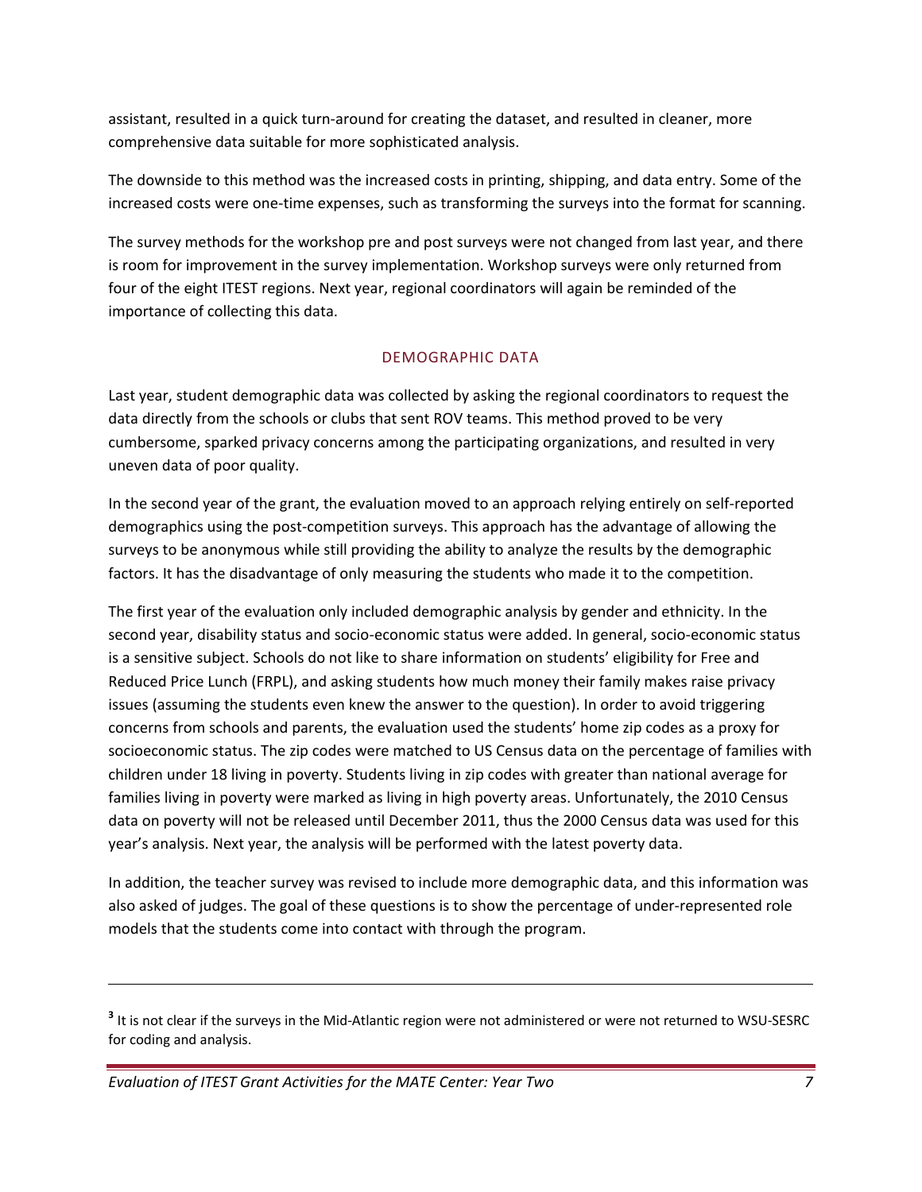assistant, resulted in a quick turn-around for creating the dataset, and resulted in cleaner, more comprehensive data suitable for more sophisticated analysis.

The downside to this method was the increased costs in printing, shipping, and data entry. Some of the increased costs were one-time expenses, such as transforming the surveys into the format for scanning.

The survey methods for the workshop pre and post surveys were not changed from last year, and there is room for improvement in the survey implementation. Workshop surveys were only returned from four of the eight ITEST regions. Next year, regional coordinators will again be reminded of the importance of collecting this data.

### DEMOGRAPHIC DATA

Last year, student demographic data was collected by asking the regional coordinators to request the data directly from the schools or clubs that sent ROV teams. This method proved to be very cumbersome, sparked privacy concerns among the participating organizations, and resulted in very uneven data of poor quality.

In the second year of the grant, the evaluation moved to an approach relying entirely on self-reported demographics using the post-competition surveys. This approach has the advantage of allowing the surveys to be anonymous while still providing the ability to analyze the results by the demographic factors. It has the disadvantage of only measuring the students who made it to the competition.

The first year of the evaluation only included demographic analysis by gender and ethnicity. In the second year, disability status and socio-economic status were added. In general, socio-economic status is a sensitive subject. Schools do not like to share information on students' eligibility for Free and Reduced Price Lunch (FRPL), and asking students how much money their family makes raise privacy issues (assuming the students even knew the answer to the question). In order to avoid triggering concerns from schools and parents, the evaluation used the students' home zip codes as a proxy for socioeconomic status. The zip codes were matched to US Census data on the percentage of families with children under 18 living in poverty. Students living in zip codes with greater than national average for families living in poverty were marked as living in high poverty areas. Unfortunately, the 2010 Census data on poverty will not be released until December 2011, thus the 2000 Census data was used for this year's analysis. Next year, the analysis will be performed with the latest poverty data.

In addition, the teacher survey was revised to include more demographic data, and this information was also asked of judges. The goal of these questions is to show the percentage of under-represented role models that the students come into contact with through the program.

---

[3] It is not clear if the surveys in the Mid-Atlantic region were not administered or were not returned to WSU-SESRC for coding and analysis.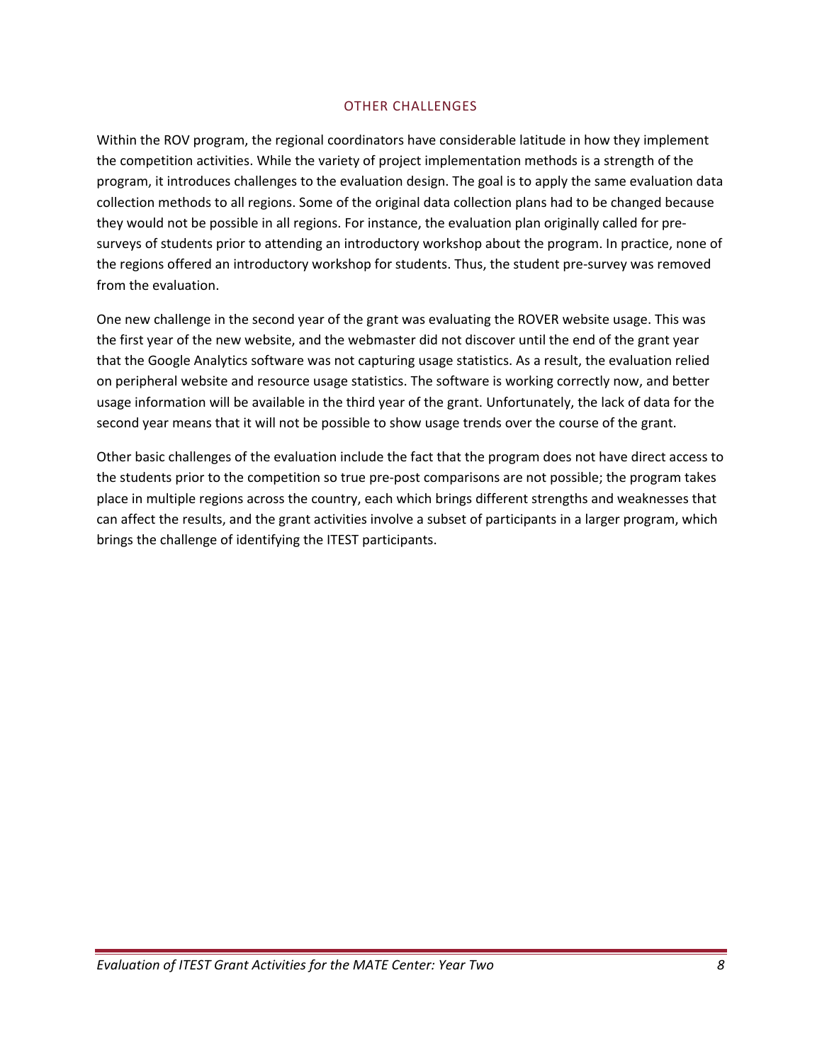## OTHER CHALLENGES

Within the ROV program, the regional coordinators have considerable latitude in how they implement the competition activities. While the variety of project implementation methods is a strength of the program, it introduces challenges to the evaluation design. The goal is to apply the same evaluation data collection methods to all regions. Some of the original data collection plans had to be changed because they would not be possible in all regions. For instance, the evaluation plan originally called for pre-surveys of students prior to attending an introductory workshop about the program. In practice, none of the regions offered an introductory workshop for students. Thus, the student pre-survey was removed from the evaluation.

One new challenge in the second year of the grant was evaluating the ROVER website usage. This was the first year of the new website, and the webmaster did not discover until the end of the grant year that the Google Analytics software was not capturing usage statistics. As a result, the evaluation relied on peripheral website and resource usage statistics. The software is working correctly now, and better usage information will be available in the third year of the grant. Unfortunately, the lack of data for the second year means that it will not be possible to show usage trends over the course of the grant.

Other basic challenges of the evaluation include the fact that the program does not have direct access to the students prior to the competition so true pre-post comparisons are not possible; the program takes place in multiple regions across the country, each which brings different strengths and weaknesses that can affect the results, and the grant activities involve a subset of participants in a larger program, which brings the challenge of identifying the ITEST participants.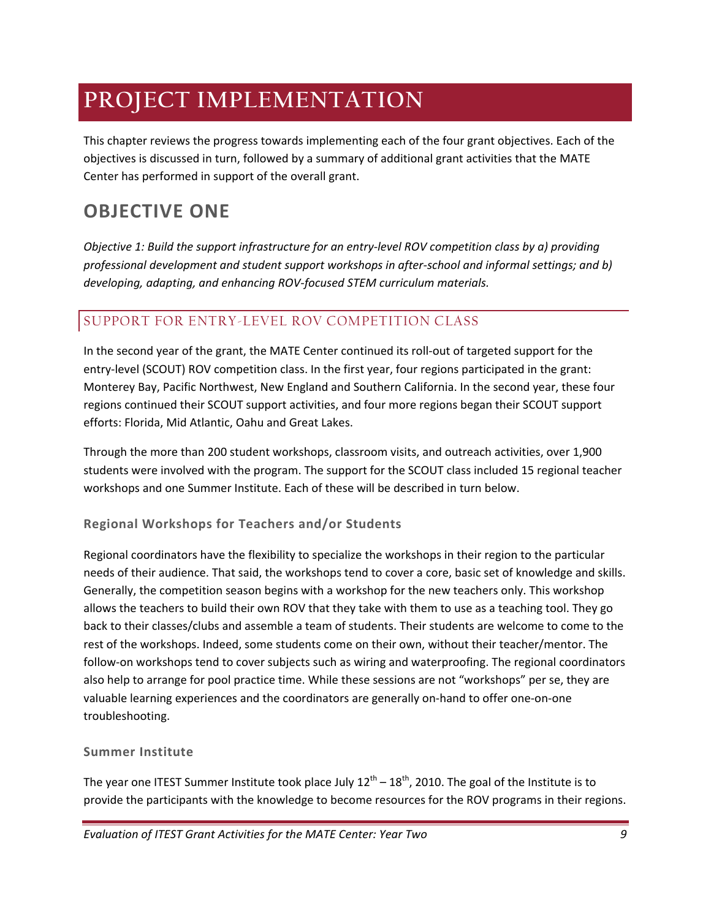# PROJECT IMPLEMENTATION

This chapter reviews the progress towards implementing each of the four grant objectives. Each of the objectives is discussed in turn, followed by a summary of additional grant activities that the MATE Center has performed in support of the overall grant.

## OBJECTIVE ONE

*Objective 1: Build the support infrastructure for an entry-level ROV competition class by a) providing professional development and student support workshops in after-school and informal settings; and b) developing, adapting, and enhancing ROV-focused STEM curriculum materials.*

### SUPPORT FOR ENTRY-LEVEL ROV COMPETITION CLASS

In the second year of the grant, the MATE Center continued its roll-out of targeted support for the entry-level (SCOUT) ROV competition class. In the first year, four regions participated in the grant: Monterey Bay, Pacific Northwest, New England and Southern California. In the second year, these four regions continued their SCOUT support activities, and four more regions began their SCOUT support efforts: Florida, Mid Atlantic, Oahu and Great Lakes.

Through the more than 200 student workshops, classroom visits, and outreach activities, over 1,900 students were involved with the program. The support for the SCOUT class included 15 regional teacher workshops and one Summer Institute. Each of these will be described in turn below.

#### Regional Workshops for Teachers and/or Students

Regional coordinators have the flexibility to specialize the workshops in their region to the particular needs of their audience. That said, the workshops tend to cover a core, basic set of knowledge and skills. Generally, the competition season begins with a workshop for the new teachers only. This workshop allows the teachers to build their own ROV that they take with them to use as a teaching tool. They go back to their classes/clubs and assemble a team of students. Their students are welcome to come to the rest of the workshops. Indeed, some students come on their own, without their teacher/mentor. The follow-on workshops tend to cover subjects such as wiring and waterproofing. The regional coordinators also help to arrange for pool practice time. While these sessions are not "workshops" per se, they are valuable learning experiences and the coordinators are generally on-hand to offer one-on-one troubleshooting.

#### Summer Institute

The year one ITEST Summer Institute took place July 12th – 18th, 2010. The goal of the Institute is to provide the participants with the knowledge to become resources for the ROV programs in their regions.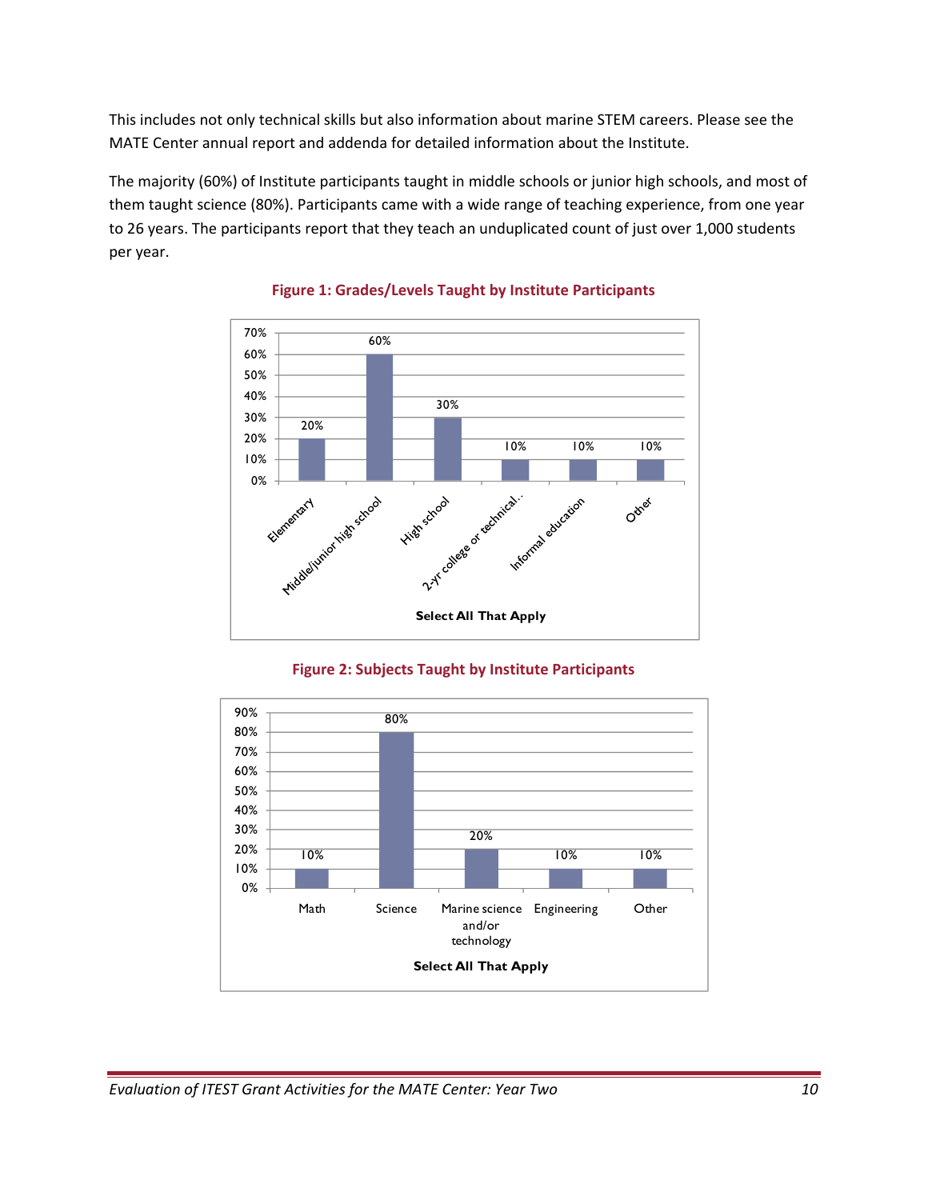This includes not only technical skills but also information about marine STEM careers. Please see the MATE Center annual report and addenda for detailed information about the Institute.

The majority (60%) of Institute participants taught in middle schools or junior high schools, and most of them taught science (80%). Participants came with a wide range of teaching experience, from one year to 26 years. The participants report that they teach an unduplicated count of just over 1,000 students per year.

**Figure 1: Grades/Levels Taught by Institute Participants**

| Select All That Apply | Percent |
|---|---|
| Elementary | 20% |
| Middle/junior high school | 60% |
| High school | 30% |
| 2-yr college or technical... | 10% |
| Informal education | 10% |
| Other | 10% |

**Figure 2: Subjects Taught by Institute Participants**

| Select All That Apply | Percent |
|---|---|
| Math | 10% |
| Science | 80% |
| Marine science and/or technology | 20% |
| Engineering | 10% |
| Other | 10% |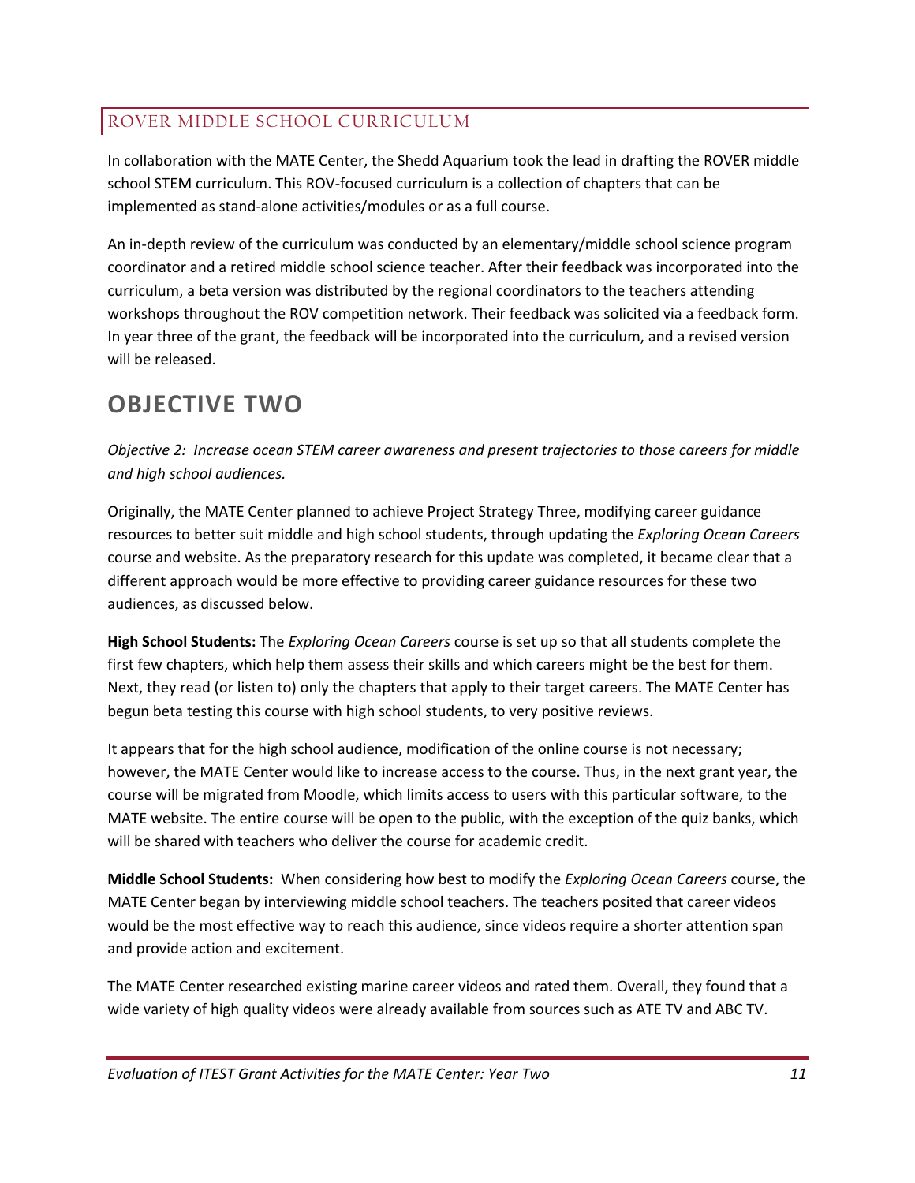## ROVER MIDDLE SCHOOL CURRICULUM

In collaboration with the MATE Center, the Shedd Aquarium took the lead in drafting the ROVER middle school STEM curriculum. This ROV-focused curriculum is a collection of chapters that can be implemented as stand-alone activities/modules or as a full course.

An in-depth review of the curriculum was conducted by an elementary/middle school science program coordinator and a retired middle school science teacher. After their feedback was incorporated into the curriculum, a beta version was distributed by the regional coordinators to the teachers attending workshops throughout the ROV competition network. Their feedback was solicited via a feedback form. In year three of the grant, the feedback will be incorporated into the curriculum, and a revised version will be released.

# OBJECTIVE TWO

*Objective 2: Increase ocean STEM career awareness and present trajectories to those careers for middle and high school audiences.*

Originally, the MATE Center planned to achieve Project Strategy Three, modifying career guidance resources to better suit middle and high school students, through updating the *Exploring Ocean Careers* course and website. As the preparatory research for this update was completed, it became clear that a different approach would be more effective to providing career guidance resources for these two audiences, as discussed below.

**High School Students:** The *Exploring Ocean Careers* course is set up so that all students complete the first few chapters, which help them assess their skills and which careers might be the best for them. Next, they read (or listen to) only the chapters that apply to their target careers. The MATE Center has begun beta testing this course with high school students, to very positive reviews.

It appears that for the high school audience, modification of the online course is not necessary; however, the MATE Center would like to increase access to the course. Thus, in the next grant year, the course will be migrated from Moodle, which limits access to users with this particular software, to the MATE website. The entire course will be open to the public, with the exception of the quiz banks, which will be shared with teachers who deliver the course for academic credit.

**Middle School Students:** When considering how best to modify the *Exploring Ocean Careers* course, the MATE Center began by interviewing middle school teachers. The teachers posited that career videos would be the most effective way to reach this audience, since videos require a shorter attention span and provide action and excitement.

The MATE Center researched existing marine career videos and rated them. Overall, they found that a wide variety of high quality videos were already available from sources such as ATE TV and ABC TV.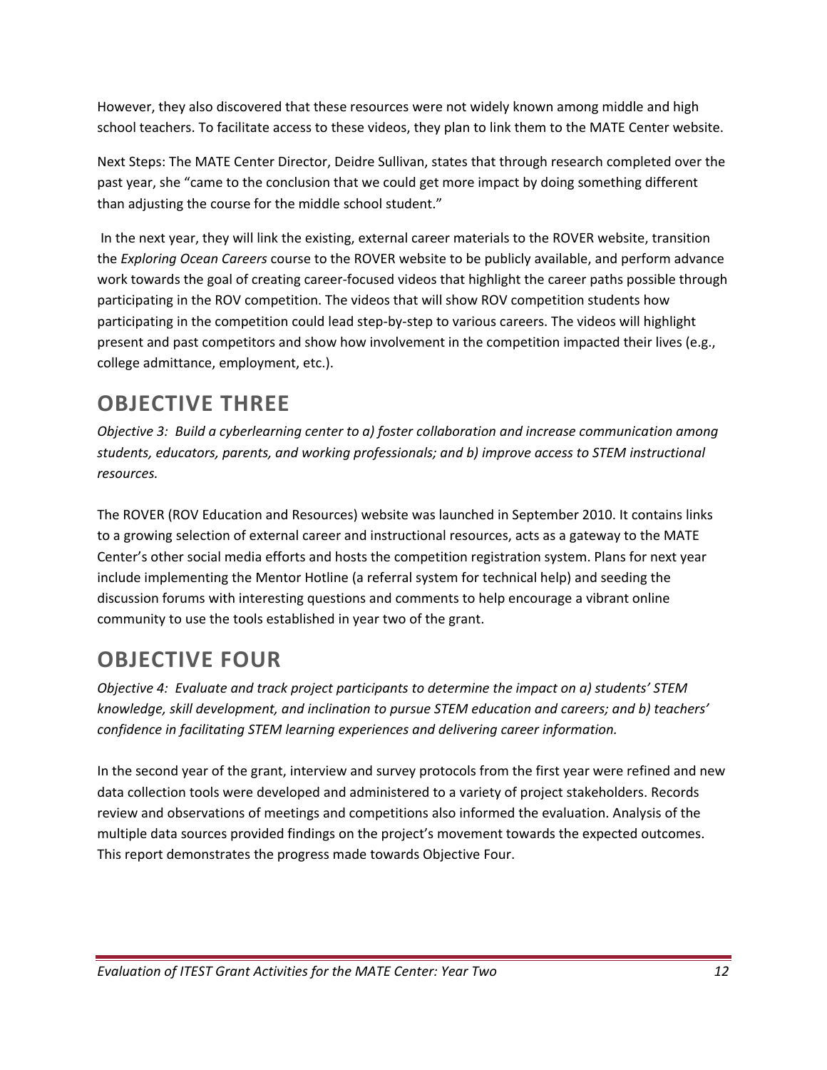However, they also discovered that these resources were not widely known among middle and high school teachers. To facilitate access to these videos, they plan to link them to the MATE Center website.

Next Steps: The MATE Center Director, Deidre Sullivan, states that through research completed over the past year, she "came to the conclusion that we could get more impact by doing something different than adjusting the course for the middle school student."

In the next year, they will link the existing, external career materials to the ROVER website, transition the *Exploring Ocean Careers* course to the ROVER website to be publicly available, and perform advance work towards the goal of creating career-focused videos that highlight the career paths possible through participating in the ROV competition. The videos that will show ROV competition students how participating in the competition could lead step-by-step to various careers. The videos will highlight present and past competitors and show how involvement in the competition impacted their lives (e.g., college admittance, employment, etc.).

# OBJECTIVE THREE

*Objective 3: Build a cyberlearning center to a) foster collaboration and increase communication among students, educators, parents, and working professionals; and b) improve access to STEM instructional resources.*

The ROVER (ROV Education and Resources) website was launched in September 2010. It contains links to a growing selection of external career and instructional resources, acts as a gateway to the MATE Center's other social media efforts and hosts the competition registration system. Plans for next year include implementing the Mentor Hotline (a referral system for technical help) and seeding the discussion forums with interesting questions and comments to help encourage a vibrant online community to use the tools established in year two of the grant.

# OBJECTIVE FOUR

*Objective 4: Evaluate and track project participants to determine the impact on a) students' STEM knowledge, skill development, and inclination to pursue STEM education and careers; and b) teachers' confidence in facilitating STEM learning experiences and delivering career information.*

In the second year of the grant, interview and survey protocols from the first year were refined and new data collection tools were developed and administered to a variety of project stakeholders. Records review and observations of meetings and competitions also informed the evaluation. Analysis of the multiple data sources provided findings on the project's movement towards the expected outcomes. This report demonstrates the progress made towards Objective Four.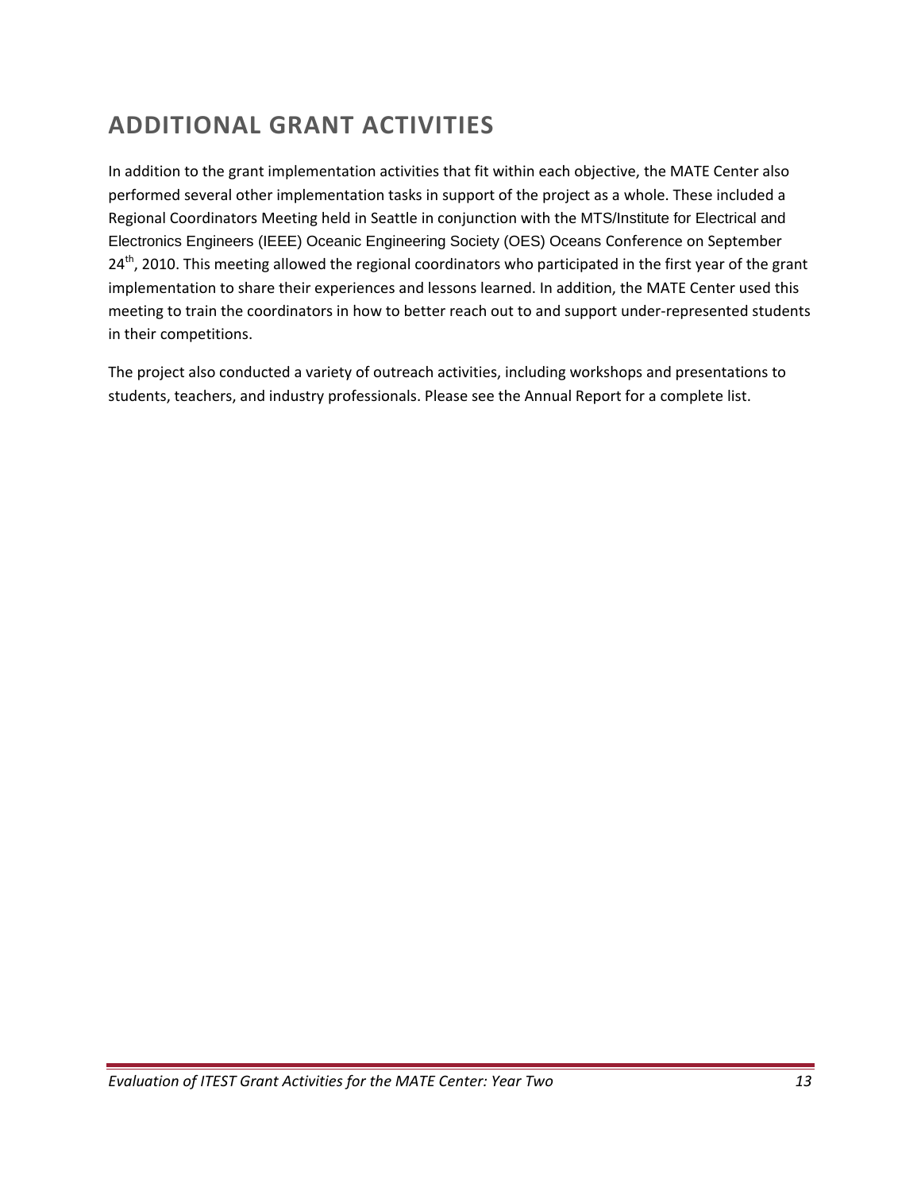# ADDITIONAL GRANT ACTIVITIES

In addition to the grant implementation activities that fit within each objective, the MATE Center also performed several other implementation tasks in support of the project as a whole. These included a Regional Coordinators Meeting held in Seattle in conjunction with the MTS/Institute for Electrical and Electronics Engineers (IEEE) Oceanic Engineering Society (OES) Oceans Conference on September 24th, 2010. This meeting allowed the regional coordinators who participated in the first year of the grant implementation to share their experiences and lessons learned. In addition, the MATE Center used this meeting to train the coordinators in how to better reach out to and support under-represented students in their competitions.

The project also conducted a variety of outreach activities, including workshops and presentations to students, teachers, and industry professionals. Please see the Annual Report for a complete list.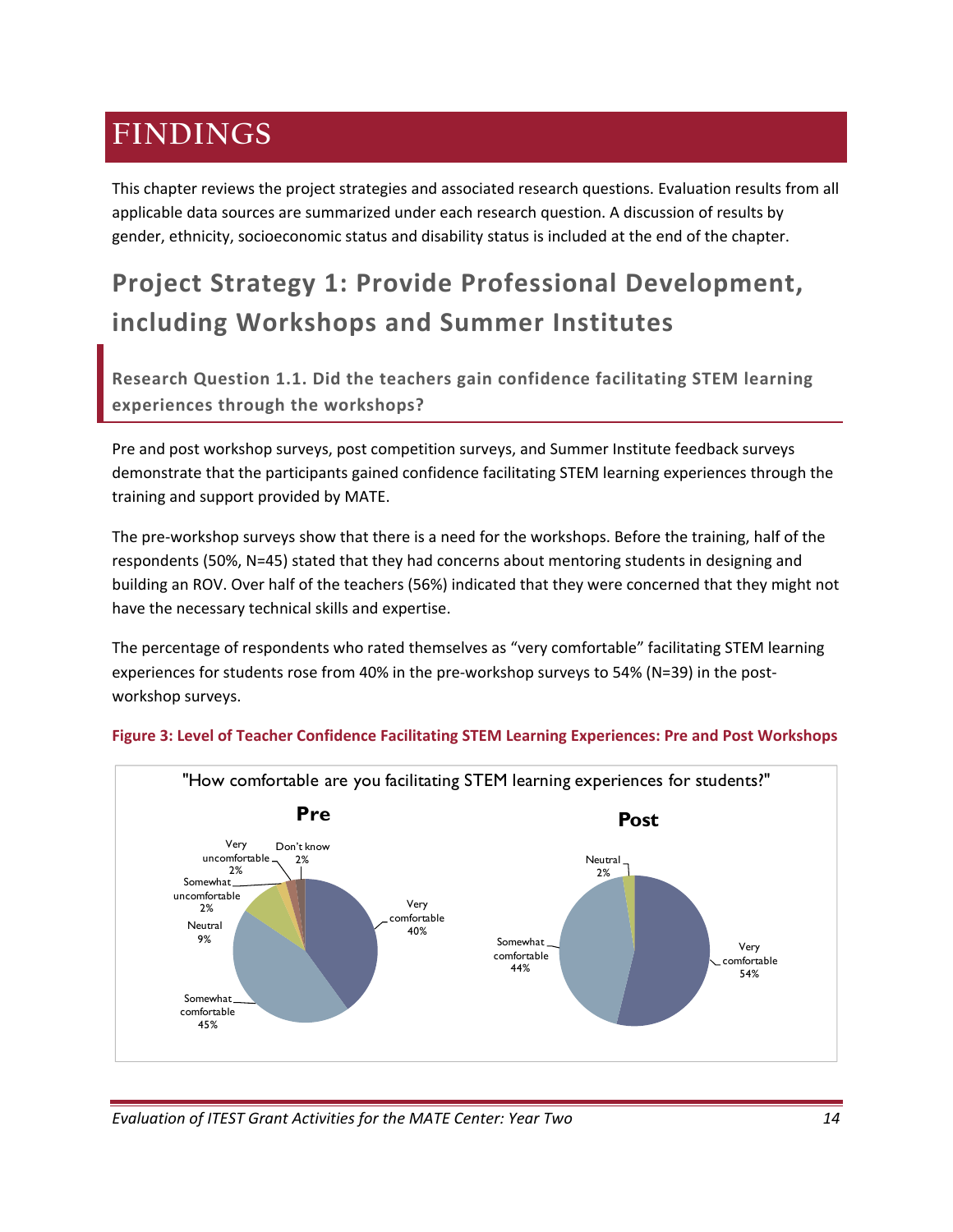# FINDINGS

This chapter reviews the project strategies and associated research questions. Evaluation results from all applicable data sources are summarized under each research question. A discussion of results by gender, ethnicity, socioeconomic status and disability status is included at the end of the chapter.

## Project Strategy 1: Provide Professional Development, including Workshops and Summer Institutes

### Research Question 1.1. Did the teachers gain confidence facilitating STEM learning experiences through the workshops?

Pre and post workshop surveys, post competition surveys, and Summer Institute feedback surveys demonstrate that the participants gained confidence facilitating STEM learning experiences through the training and support provided by MATE.

The pre-workshop surveys show that there is a need for the workshops. Before the training, half of the respondents (50%, N=45) stated that they had concerns about mentoring students in designing and building an ROV. Over half of the teachers (56%) indicated that they were concerned that they might not have the necessary technical skills and expertise.

The percentage of respondents who rated themselves as "very comfortable" facilitating STEM learning experiences for students rose from 40% in the pre-workshop surveys to 54% (N=39) in the post-workshop surveys.

**Figure 3: Level of Teacher Confidence Facilitating STEM Learning Experiences: Pre and Post Workshops**

"How comfortable are you facilitating STEM learning experiences for students?"

| Response | Pre | Post |
|---|---|---|
| Very comfortable | 40% | 54% |
| Somewhat comfortable | 45% | 44% |
| Neutral | 9% | 2% |
| Somewhat uncomfortable | 2% | |
| Very uncomfortable | 2% | |
| Don't know | 2% | |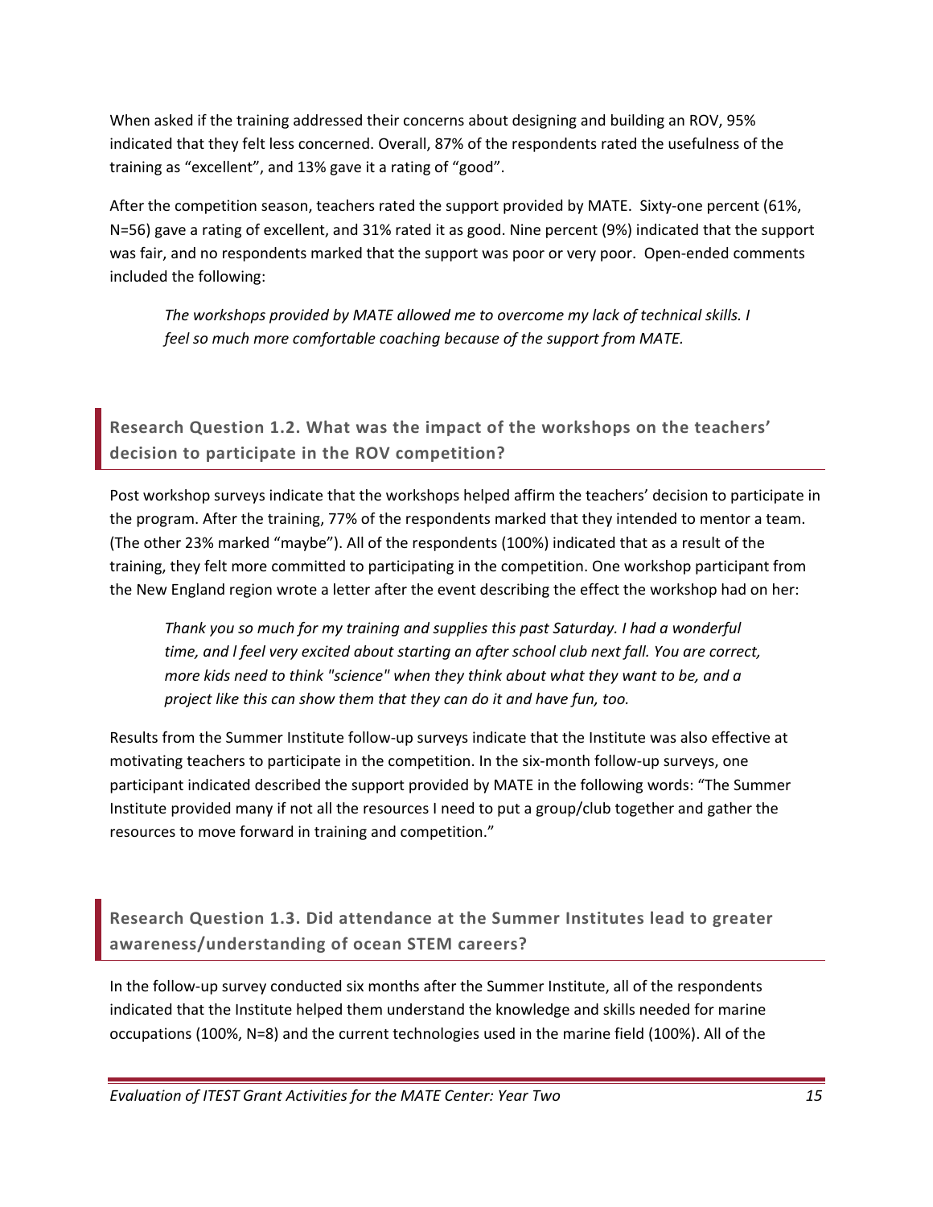When asked if the training addressed their concerns about designing and building an ROV, 95% indicated that they felt less concerned. Overall, 87% of the respondents rated the usefulness of the training as “excellent”, and 13% gave it a rating of “good”.

After the competition season, teachers rated the support provided by MATE. Sixty-one percent (61%, N=56) gave a rating of excellent, and 31% rated it as good. Nine percent (9%) indicated that the support was fair, and no respondents marked that the support was poor or very poor. Open-ended comments included the following:

> *The workshops provided by MATE allowed me to overcome my lack of technical skills. I feel so much more comfortable coaching because of the support from MATE.*

## Research Question 1.2. What was the impact of the workshops on the teachers’ decision to participate in the ROV competition?

Post workshop surveys indicate that the workshops helped affirm the teachers’ decision to participate in the program. After the training, 77% of the respondents marked that they intended to mentor a team. (The other 23% marked “maybe”). All of the respondents (100%) indicated that as a result of the training, they felt more committed to participating in the competition. One workshop participant from the New England region wrote a letter after the event describing the effect the workshop had on her:

> *Thank you so much for my training and supplies this past Saturday. I had a wonderful time, and l feel very excited about starting an after school club next fall. You are correct, more kids need to think "science" when they think about what they want to be, and a project like this can show them that they can do it and have fun, too.*

Results from the Summer Institute follow-up surveys indicate that the Institute was also effective at motivating teachers to participate in the competition. In the six-month follow-up surveys, one participant indicated described the support provided by MATE in the following words: “The Summer Institute provided many if not all the resources I need to put a group/club together and gather the resources to move forward in training and competition.”

## Research Question 1.3. Did attendance at the Summer Institutes lead to greater awareness/understanding of ocean STEM careers?

In the follow-up survey conducted six months after the Summer Institute, all of the respondents indicated that the Institute helped them understand the knowledge and skills needed for marine occupations (100%, N=8) and the current technologies used in the marine field (100%). All of the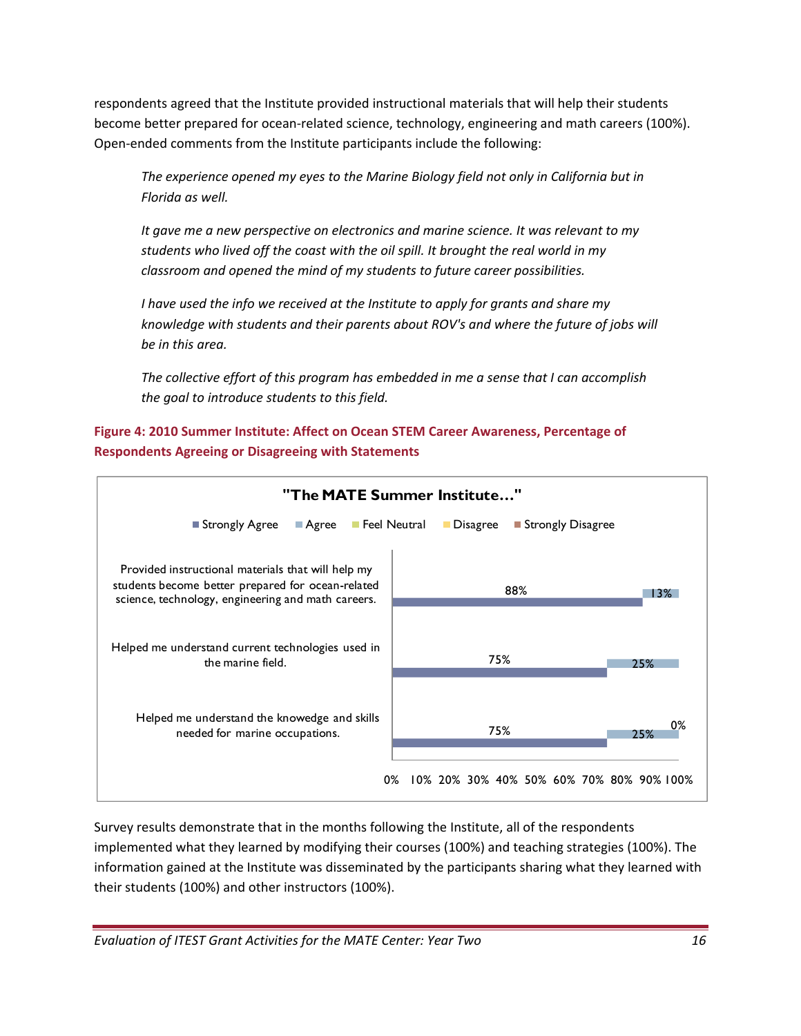respondents agreed that the Institute provided instructional materials that will help their students become better prepared for ocean-related science, technology, engineering and math careers (100%). Open-ended comments from the Institute participants include the following:

> *The experience opened my eyes to the Marine Biology field not only in California but in Florida as well.*
>
> *It gave me a new perspective on electronics and marine science. It was relevant to my students who lived off the coast with the oil spill. It brought the real world in my classroom and opened the mind of my students to future career possibilities.*
>
> *I have used the info we received at the Institute to apply for grants and share my knowledge with students and their parents about ROV's and where the future of jobs will be in this area.*
>
> *The collective effort of this program has embedded in me a sense that I can accomplish the goal to introduce students to this field.*

**Figure 4: 2010 Summer Institute: Affect on Ocean STEM Career Awareness, Percentage of Respondents Agreeing or Disagreeing with Statements**

"The MATE Summer Institute…"

| Statement | Strongly Agree | Agree | Feel Neutral | Disagree | Strongly Disagree |
|---|---|---|---|---|---|
| Provided instructional materials that will help my students become better prepared for ocean-related science, technology, engineering and math careers. | 88% | 13% | | | |
| Helped me understand current technologies used in the marine field. | 75% | 25% | | | |
| Helped me understand the knowedge and skills needed for marine occupations. | 75% | 25% | 0% | | |

Survey results demonstrate that in the months following the Institute, all of the respondents implemented what they learned by modifying their courses (100%) and teaching strategies (100%). The information gained at the Institute was disseminated by the participants sharing what they learned with their students (100%) and other instructors (100%).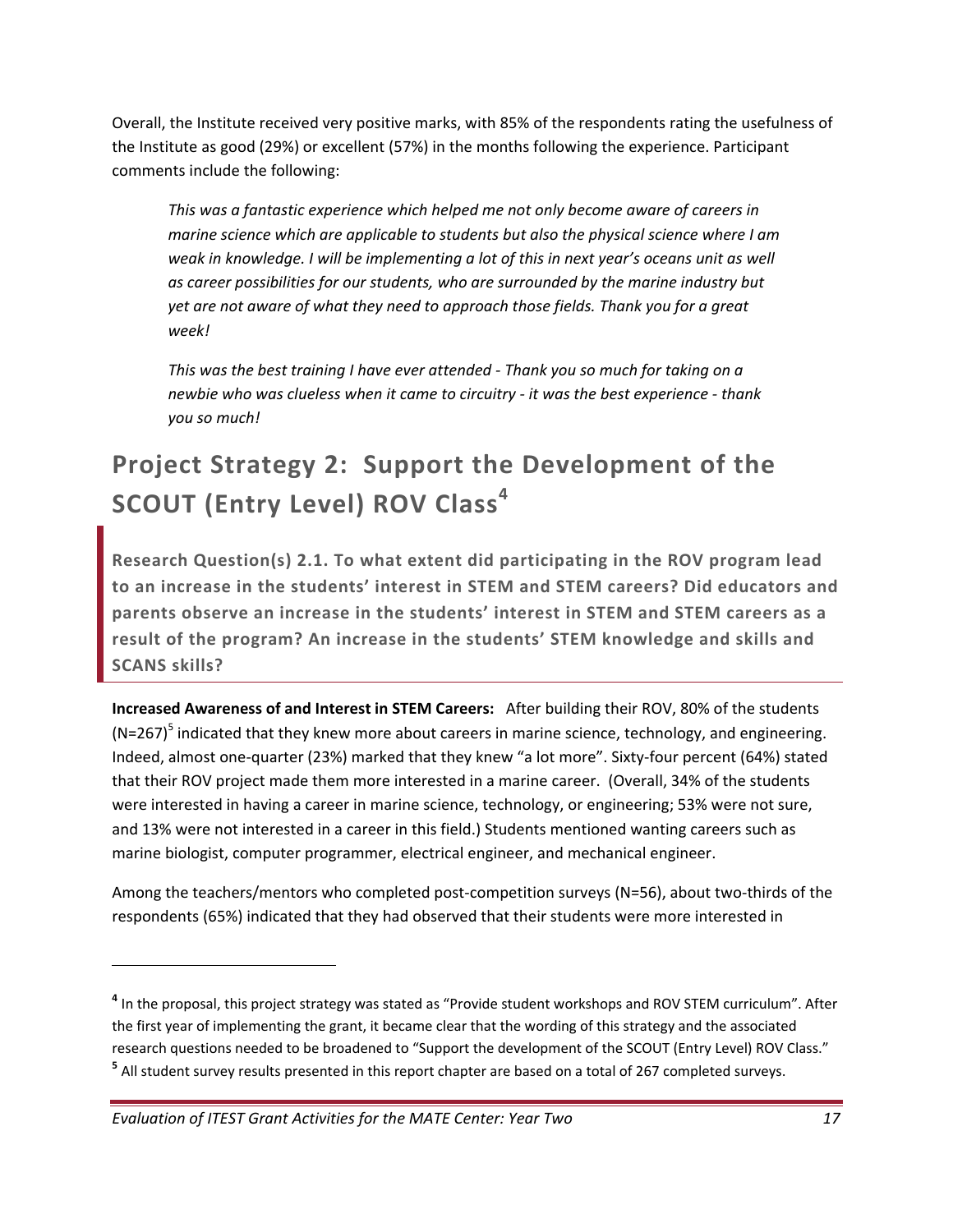Overall, the Institute received very positive marks, with 85% of the respondents rating the usefulness of the Institute as good (29%) or excellent (57%) in the months following the experience. Participant comments include the following:

> *This was a fantastic experience which helped me not only become aware of careers in marine science which are applicable to students but also the physical science where I am weak in knowledge. I will be implementing a lot of this in next year's oceans unit as well as career possibilities for our students, who are surrounded by the marine industry but yet are not aware of what they need to approach those fields. Thank you for a great week!*

> *This was the best training I have ever attended - Thank you so much for taking on a newbie who was clueless when it came to circuitry - it was the best experience - thank you so much!*

# Project Strategy 2: Support the Development of the SCOUT (Entry Level) ROV Class[4]

### Research Question(s) 2.1. To what extent did participating in the ROV program lead to an increase in the students' interest in STEM and STEM careers? Did educators and parents observe an increase in the students' interest in STEM and STEM careers as a result of the program? An increase in the students' STEM knowledge and skills and SCANS skills?

**Increased Awareness of and Interest in STEM Careers:** After building their ROV, 80% of the students (N=267)[5] indicated that they knew more about careers in marine science, technology, and engineering. Indeed, almost one-quarter (23%) marked that they knew "a lot more". Sixty-four percent (64%) stated that their ROV project made them more interested in a marine career. (Overall, 34% of the students were interested in having a career in marine science, technology, or engineering; 53% were not sure, and 13% were not interested in a career in this field.) Students mentioned wanting careers such as marine biologist, computer programmer, electrical engineer, and mechanical engineer.

Among the teachers/mentors who completed post-competition surveys (N=56), about two-thirds of the respondents (65%) indicated that they had observed that their students were more interested in

---

[4] In the proposal, this project strategy was stated as "Provide student workshops and ROV STEM curriculum". After the first year of implementing the grant, it became clear that the wording of this strategy and the associated research questions needed to be broadened to "Support the development of the SCOUT (Entry Level) ROV Class."

[5] All student survey results presented in this report chapter are based on a total of 267 completed surveys.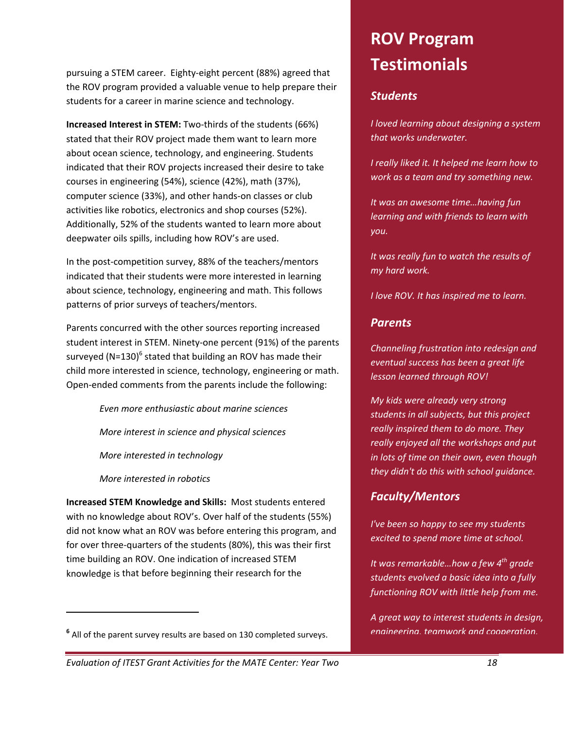pursuing a STEM career. Eighty-eight percent (88%) agreed that the ROV program provided a valuable venue to help prepare their students for a career in marine science and technology.

**Increased Interest in STEM:** Two-thirds of the students (66%) stated that their ROV project made them want to learn more about ocean science, technology, and engineering. Students indicated that their ROV projects increased their desire to take courses in engineering (54%), science (42%), math (37%), computer science (33%), and other hands-on classes or club activities like robotics, electronics and shop courses (52%). Additionally, 52% of the students wanted to learn more about deepwater oils spills, including how ROV's are used.

In the post-competition survey, 88% of the teachers/mentors indicated that their students were more interested in learning about science, technology, engineering and math. This follows patterns of prior surveys of teachers/mentors.

Parents concurred with the other sources reporting increased student interest in STEM. Ninety-one percent (91%) of the parents surveyed (N=130)[6] stated that building an ROV has made their child more interested in science, technology, engineering or math. Open-ended comments from the parents include the following:

> *Even more enthusiastic about marine sciences*
>
> *More interest in science and physical sciences*
>
> *More interested in technology*
>
> *More interested in robotics*

**Increased STEM Knowledge and Skills:** Most students entered with no knowledge about ROV's. Over half of the students (55%) did not know what an ROV was before entering this program, and for over three-quarters of the students (80%), this was their first time building an ROV. One indication of increased STEM knowledge is that before beginning their research for the

[6] All of the parent survey results are based on 130 completed surveys.

# ROV Program Testimonials

## Students

*I loved learning about designing a system that works underwater.*

*I really liked it. It helped me learn how to work as a team and try something new.*

*It was an awesome time…having fun learning and with friends to learn with you.*

*It was really fun to watch the results of my hard work.*

*I love ROV. It has inspired me to learn.*

## Parents

*Channeling frustration into redesign and eventual success has been a great life lesson learned through ROV!*

*My kids were already very strong students in all subjects, but this project really inspired them to do more. They really enjoyed all the workshops and put in lots of time on their own, even though they didn't do this with school guidance.*

## Faculty/Mentors

*I've been so happy to see my students excited to spend more time at school.*

*It was remarkable…how a few 4th grade students evolved a basic idea into a fully functioning ROV with little help from me.*

*A great way to interest students in design, engineering, teamwork and cooperation.*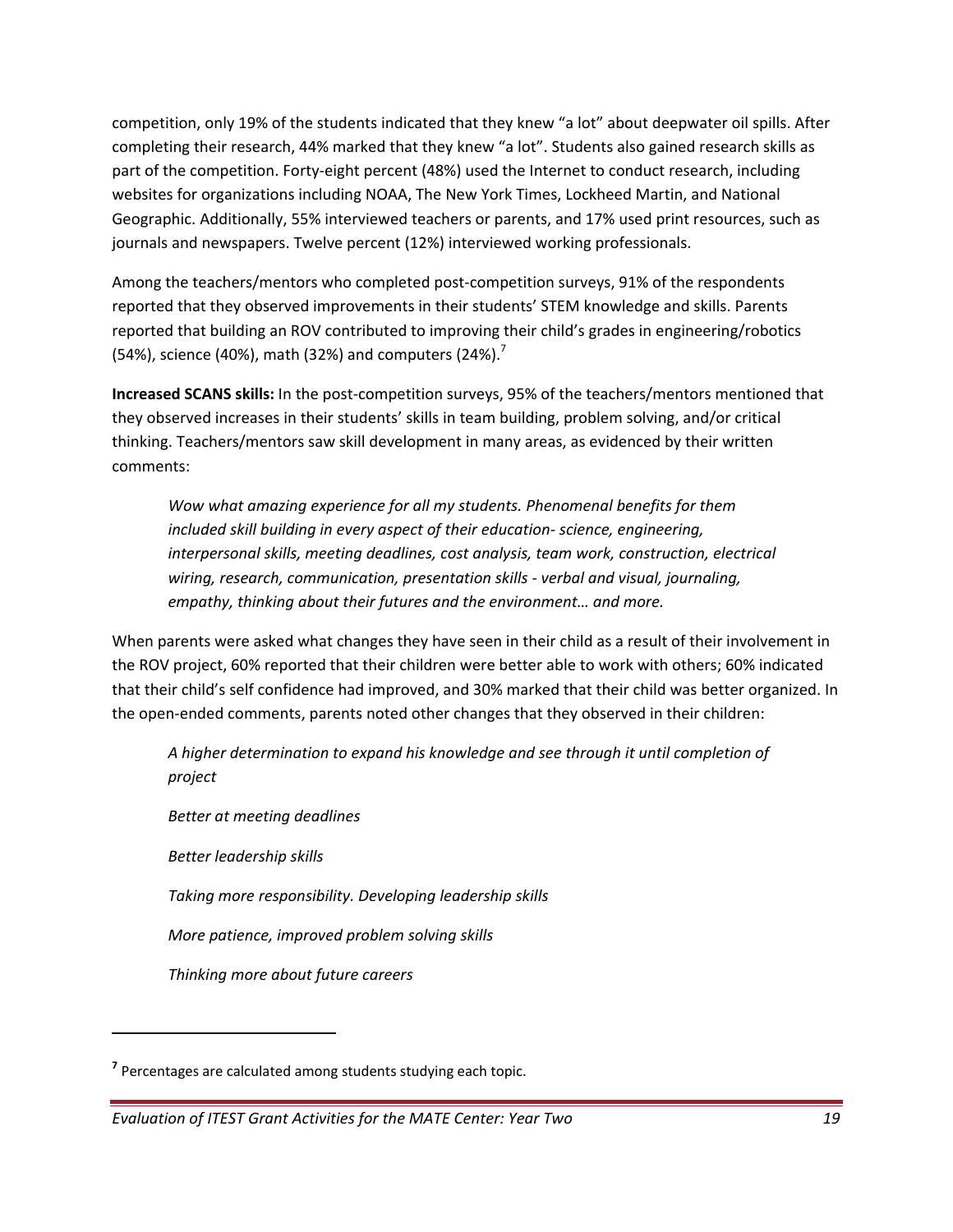competition, only 19% of the students indicated that they knew "a lot" about deepwater oil spills. After completing their research, 44% marked that they knew "a lot". Students also gained research skills as part of the competition. Forty-eight percent (48%) used the Internet to conduct research, including websites for organizations including NOAA, The New York Times, Lockheed Martin, and National Geographic. Additionally, 55% interviewed teachers or parents, and 17% used print resources, such as journals and newspapers. Twelve percent (12%) interviewed working professionals.

Among the teachers/mentors who completed post-competition surveys, 91% of the respondents reported that they observed improvements in their students' STEM knowledge and skills. Parents reported that building an ROV contributed to improving their child's grades in engineering/robotics (54%), science (40%), math (32%) and computers (24%).[7]

**Increased SCANS skills:** In the post-competition surveys, 95% of the teachers/mentors mentioned that they observed increases in their students' skills in team building, problem solving, and/or critical thinking. Teachers/mentors saw skill development in many areas, as evidenced by their written comments:

> *Wow what amazing experience for all my students. Phenomenal benefits for them included skill building in every aspect of their education- science, engineering, interpersonal skills, meeting deadlines, cost analysis, team work, construction, electrical wiring, research, communication, presentation skills - verbal and visual, journaling, empathy, thinking about their futures and the environment… and more.*

When parents were asked what changes they have seen in their child as a result of their involvement in the ROV project, 60% reported that their children were better able to work with others; 60% indicated that their child's self confidence had improved, and 30% marked that their child was better organized. In the open-ended comments, parents noted other changes that they observed in their children:

> *A higher determination to expand his knowledge and see through it until completion of project*
>
> *Better at meeting deadlines*
>
> *Better leadership skills*
>
> *Taking more responsibility. Developing leadership skills*
>
> *More patience, improved problem solving skills*
>
> *Thinking more about future careers*

---

[7] Percentages are calculated among students studying each topic.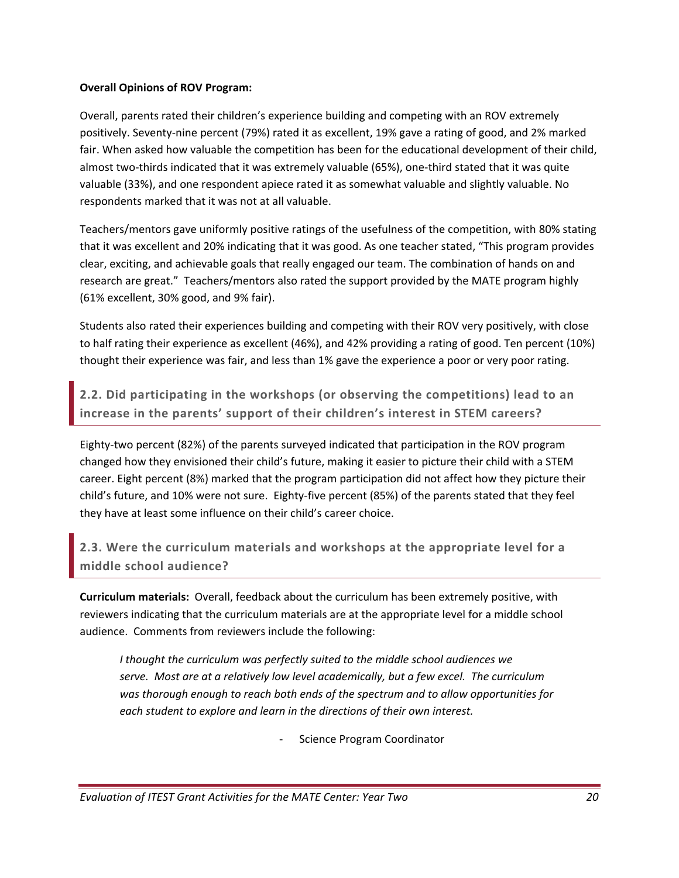**Overall Opinions of ROV Program:**

Overall, parents rated their children's experience building and competing with an ROV extremely positively. Seventy-nine percent (79%) rated it as excellent, 19% gave a rating of good, and 2% marked fair. When asked how valuable the competition has been for the educational development of their child, almost two-thirds indicated that it was extremely valuable (65%), one-third stated that it was quite valuable (33%), and one respondent apiece rated it as somewhat valuable and slightly valuable. No respondents marked that it was not at all valuable.

Teachers/mentors gave uniformly positive ratings of the usefulness of the competition, with 80% stating that it was excellent and 20% indicating that it was good. As one teacher stated, "This program provides clear, exciting, and achievable goals that really engaged our team. The combination of hands on and research are great." Teachers/mentors also rated the support provided by the MATE program highly (61% excellent, 30% good, and 9% fair).

Students also rated their experiences building and competing with their ROV very positively, with close to half rating their experience as excellent (46%), and 42% providing a rating of good. Ten percent (10%) thought their experience was fair, and less than 1% gave the experience a poor or very poor rating.

## 2.2. Did participating in the workshops (or observing the competitions) lead to an increase in the parents' support of their children's interest in STEM careers?

Eighty-two percent (82%) of the parents surveyed indicated that participation in the ROV program changed how they envisioned their child's future, making it easier to picture their child with a STEM career. Eight percent (8%) marked that the program participation did not affect how they picture their child's future, and 10% were not sure. Eighty-five percent (85%) of the parents stated that they feel they have at least some influence on their child's career choice.

## 2.3. Were the curriculum materials and workshops at the appropriate level for a middle school audience?

**Curriculum materials:** Overall, feedback about the curriculum has been extremely positive, with reviewers indicating that the curriculum materials are at the appropriate level for a middle school audience. Comments from reviewers include the following:

> *I thought the curriculum was perfectly suited to the middle school audiences we serve. Most are at a relatively low level academically, but a few excel. The curriculum was thorough enough to reach both ends of the spectrum and to allow opportunities for each student to explore and learn in the directions of their own interest.*
>
> \- Science Program Coordinator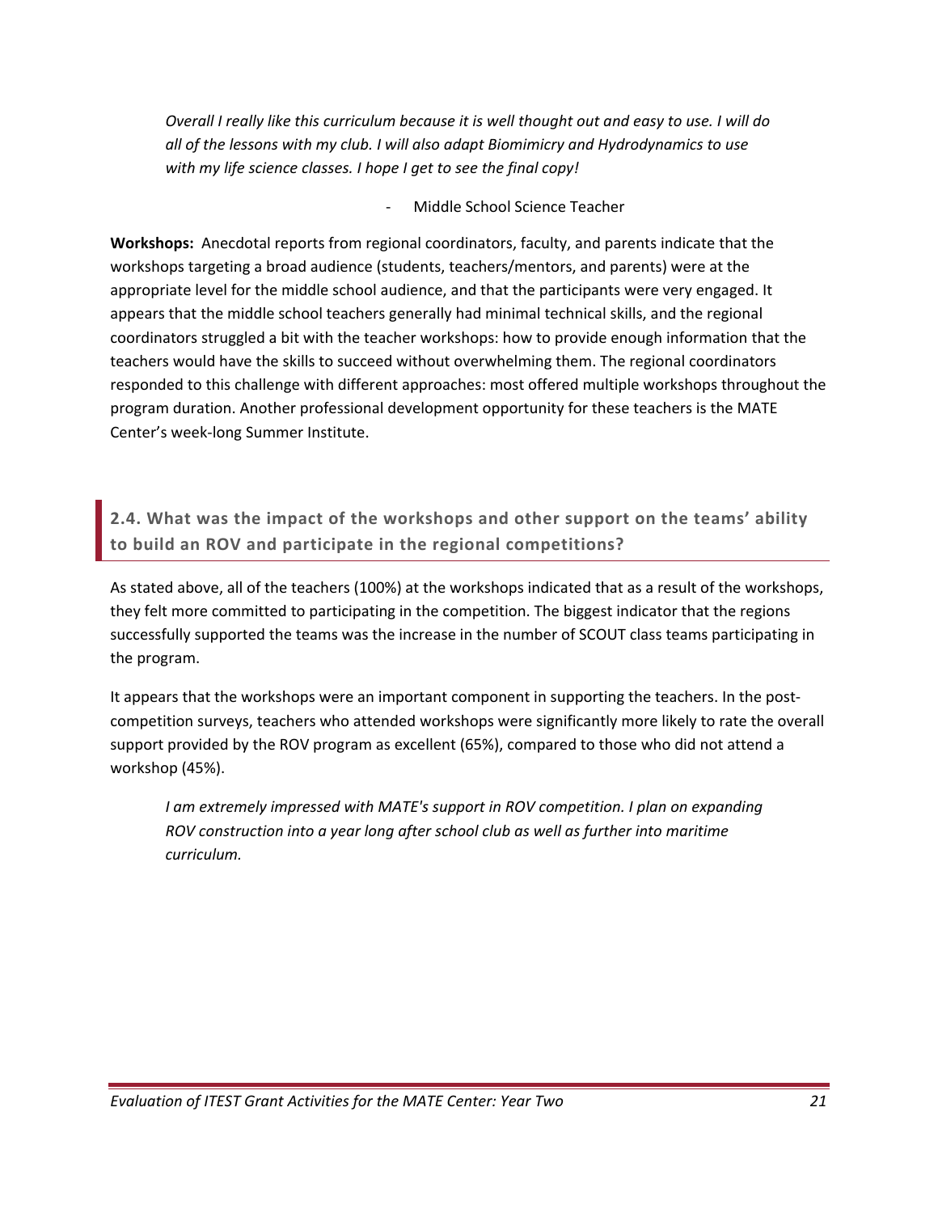*Overall I really like this curriculum because it is well thought out and easy to use. I will do all of the lessons with my club. I will also adapt Biomimicry and Hydrodynamics to use with my life science classes. I hope I get to see the final copy!*

- Middle School Science Teacher

**Workshops:** Anecdotal reports from regional coordinators, faculty, and parents indicate that the workshops targeting a broad audience (students, teachers/mentors, and parents) were at the appropriate level for the middle school audience, and that the participants were very engaged. It appears that the middle school teachers generally had minimal technical skills, and the regional coordinators struggled a bit with the teacher workshops: how to provide enough information that the teachers would have the skills to succeed without overwhelming them. The regional coordinators responded to this challenge with different approaches: most offered multiple workshops throughout the program duration. Another professional development opportunity for these teachers is the MATE Center's week-long Summer Institute.

## 2.4. What was the impact of the workshops and other support on the teams' ability to build an ROV and participate in the regional competitions?

As stated above, all of the teachers (100%) at the workshops indicated that as a result of the workshops, they felt more committed to participating in the competition. The biggest indicator that the regions successfully supported the teams was the increase in the number of SCOUT class teams participating in the program.

It appears that the workshops were an important component in supporting the teachers. In the post-competition surveys, teachers who attended workshops were significantly more likely to rate the overall support provided by the ROV program as excellent (65%), compared to those who did not attend a workshop (45%).

*I am extremely impressed with MATE's support in ROV competition. I plan on expanding ROV construction into a year long after school club as well as further into maritime curriculum.*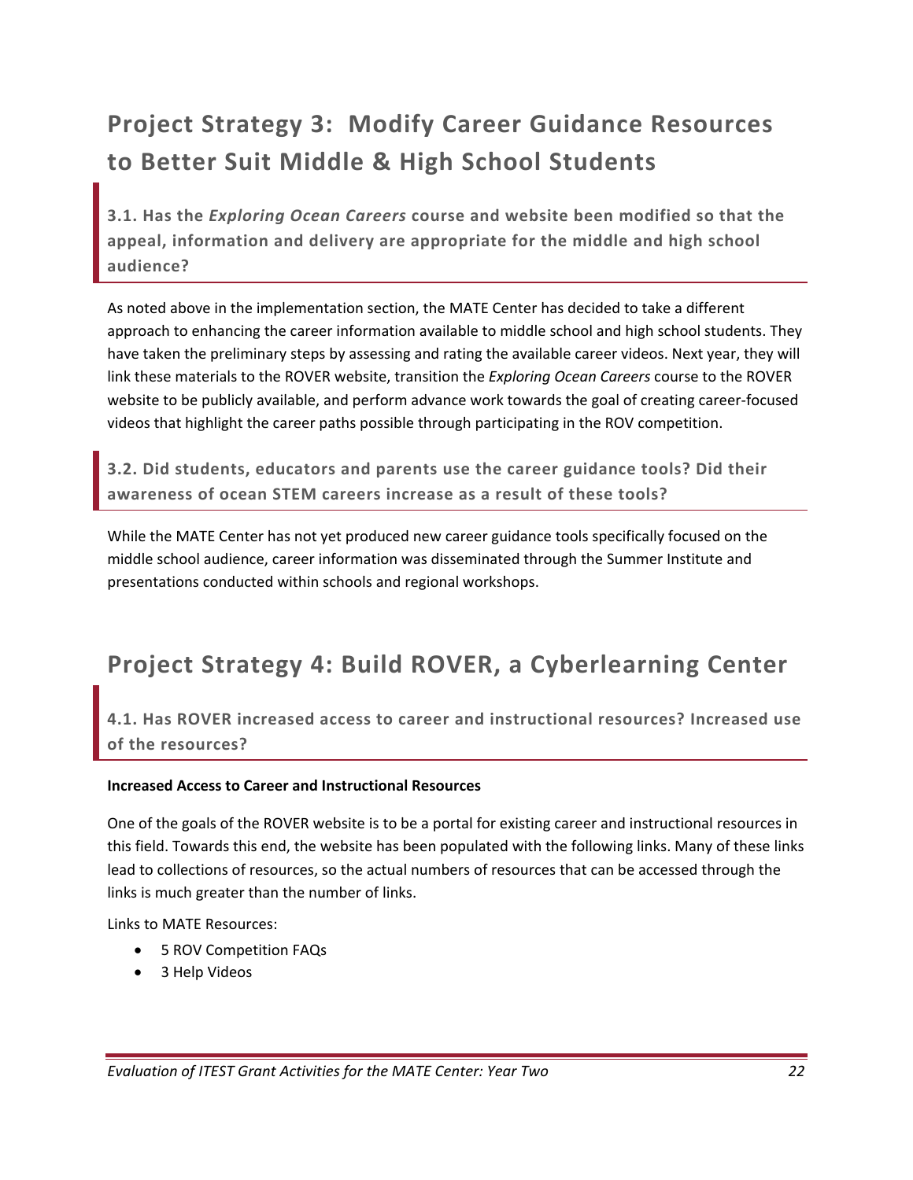# Project Strategy 3: Modify Career Guidance Resources to Better Suit Middle & High School Students

### 3.1. Has the *Exploring Ocean Careers* course and website been modified so that the appeal, information and delivery are appropriate for the middle and high school audience?

As noted above in the implementation section, the MATE Center has decided to take a different approach to enhancing the career information available to middle school and high school students. They have taken the preliminary steps by assessing and rating the available career videos. Next year, they will link these materials to the ROVER website, transition the *Exploring Ocean Careers* course to the ROVER website to be publicly available, and perform advance work towards the goal of creating career-focused videos that highlight the career paths possible through participating in the ROV competition.

### 3.2. Did students, educators and parents use the career guidance tools? Did their awareness of ocean STEM careers increase as a result of these tools?

While the MATE Center has not yet produced new career guidance tools specifically focused on the middle school audience, career information was disseminated through the Summer Institute and presentations conducted within schools and regional workshops.

# Project Strategy 4: Build ROVER, a Cyberlearning Center

### 4.1. Has ROVER increased access to career and instructional resources? Increased use of the resources?

**Increased Access to Career and Instructional Resources**

One of the goals of the ROVER website is to be a portal for existing career and instructional resources in this field. Towards this end, the website has been populated with the following links. Many of these links lead to collections of resources, so the actual numbers of resources that can be accessed through the links is much greater than the number of links.

Links to MATE Resources:

- 5 ROV Competition FAQs
- 3 Help Videos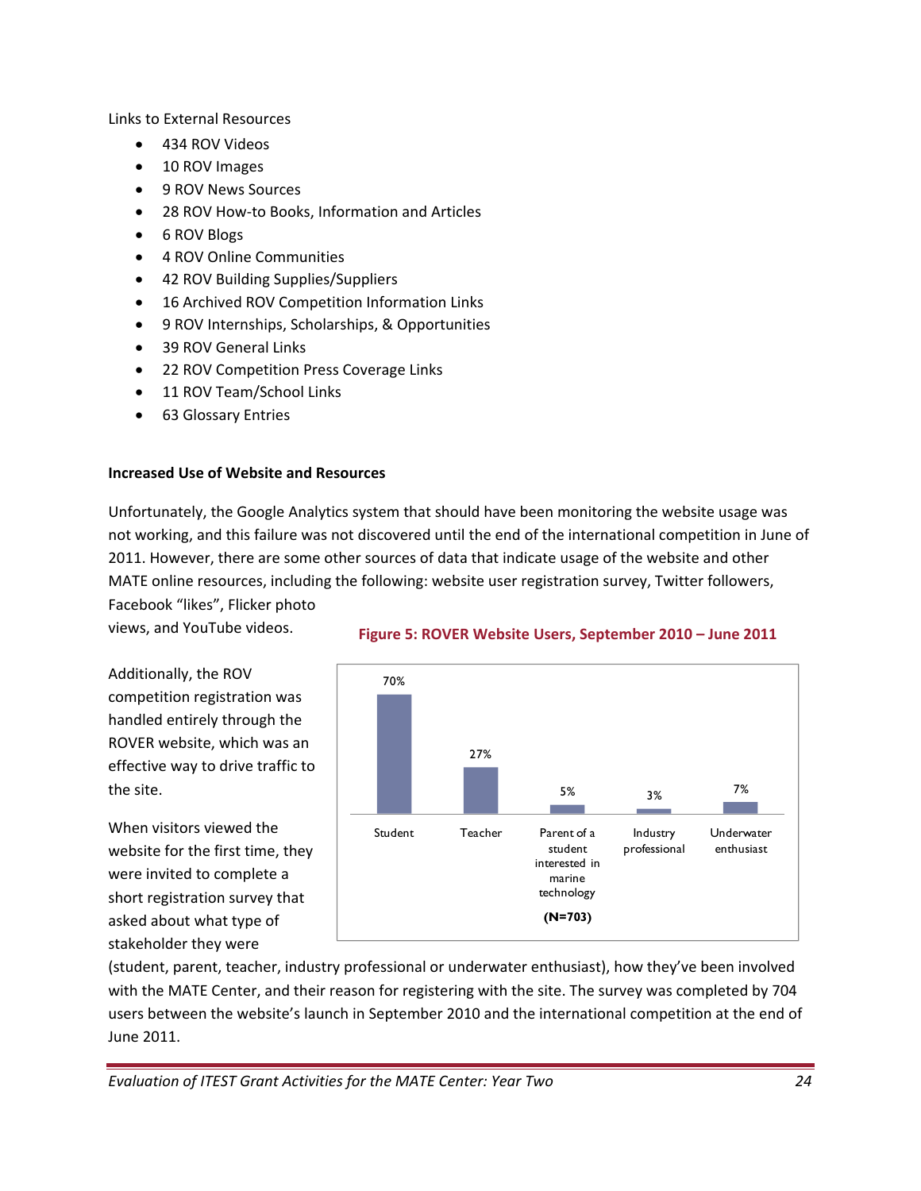Links to External Resources

- 434 ROV Videos
- 10 ROV Images
- 9 ROV News Sources
- 28 ROV How-to Books, Information and Articles
- 6 ROV Blogs
- 4 ROV Online Communities
- 42 ROV Building Supplies/Suppliers
- 16 Archived ROV Competition Information Links
- 9 ROV Internships, Scholarships, & Opportunities
- 39 ROV General Links
- 22 ROV Competition Press Coverage Links
- 11 ROV Team/School Links
- 63 Glossary Entries

**Increased Use of Website and Resources**

Unfortunately, the Google Analytics system that should have been monitoring the website usage was not working, and this failure was not discovered until the end of the international competition in June of 2011. However, there are some other sources of data that indicate usage of the website and other MATE online resources, including the following: website user registration survey, Twitter followers, Facebook "likes", Flicker photo views, and YouTube videos.

Additionally, the ROV competition registration was handled entirely through the ROVER website, which was an effective way to drive traffic to the site.

When visitors viewed the website for the first time, they were invited to complete a short registration survey that asked about what type of stakeholder they were (student, parent, teacher, industry professional or underwater enthusiast), how they've been involved with the MATE Center, and their reason for registering with the site. The survey was completed by 704 users between the website's launch in September 2010 and the international competition at the end of June 2011.

**Figure 5: ROVER Website Users, September 2010 – June 2011**

| Student | Teacher | Parent of a student interested in marine technology | Industry professional | Underwater enthusiast |
|---|---|---|---|---|
| 70% | 27% | 5% | 3% | 7% |

(N=703)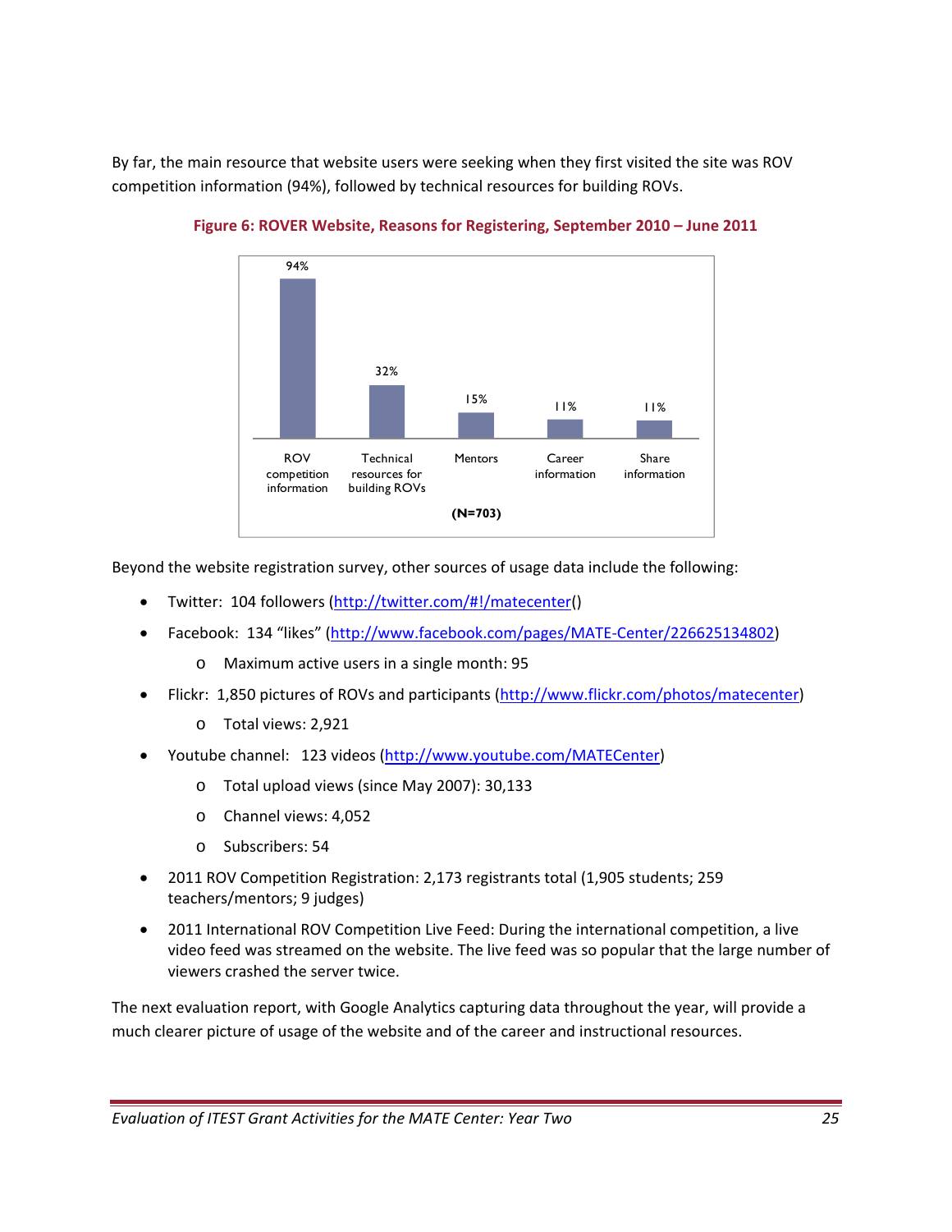By far, the main resource that website users were seeking when they first visited the site was ROV competition information (94%), followed by technical resources for building ROVs.

**Figure 6: ROVER Website, Reasons for Registering, September 2010 – June 2011**

| Reason | Percent |
|---|---|
| ROV competition information | 94% |
| Technical resources for building ROVs | 32% |
| Mentors | 15% |
| Career information | 11% |
| Share information | 11% |

(N=703)

Beyond the website registration survey, other sources of usage data include the following:

- Twitter: 104 followers (http://twitter.com/#!/matecenter())
- Facebook: 134 "likes" (http://www.facebook.com/pages/MATE-Center/226625134802)
  - Maximum active users in a single month: 95
- Flickr: 1,850 pictures of ROVs and participants (http://www.flickr.com/photos/matecenter)
  - Total views: 2,921
- Youtube channel: 123 videos (http://www.youtube.com/MATECenter)
  - Total upload views (since May 2007): 30,133
  - Channel views: 4,052
  - Subscribers: 54
- 2011 ROV Competition Registration: 2,173 registrants total (1,905 students; 259 teachers/mentors; 9 judges)
- 2011 International ROV Competition Live Feed: During the international competition, a live video feed was streamed on the website. The live feed was so popular that the large number of viewers crashed the server twice.

The next evaluation report, with Google Analytics capturing data throughout the year, will provide a much clearer picture of usage of the website and of the career and instructional resources.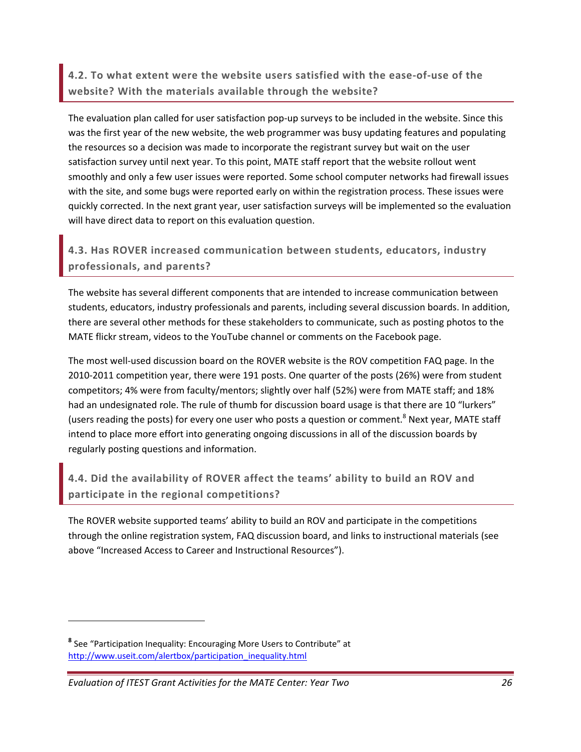## 4.2. To what extent were the website users satisfied with the ease-of-use of the website? With the materials available through the website?

The evaluation plan called for user satisfaction pop-up surveys to be included in the website. Since this was the first year of the new website, the web programmer was busy updating features and populating the resources so a decision was made to incorporate the registrant survey but wait on the user satisfaction survey until next year. To this point, MATE staff report that the website rollout went smoothly and only a few user issues were reported. Some school computer networks had firewall issues with the site, and some bugs were reported early on within the registration process. These issues were quickly corrected. In the next grant year, user satisfaction surveys will be implemented so the evaluation will have direct data to report on this evaluation question.

## 4.3. Has ROVER increased communication between students, educators, industry professionals, and parents?

The website has several different components that are intended to increase communication between students, educators, industry professionals and parents, including several discussion boards. In addition, there are several other methods for these stakeholders to communicate, such as posting photos to the MATE flickr stream, videos to the YouTube channel or comments on the Facebook page.

The most well-used discussion board on the ROVER website is the ROV competition FAQ page. In the 2010-2011 competition year, there were 191 posts. One quarter of the posts (26%) were from student competitors; 4% were from faculty/mentors; slightly over half (52%) were from MATE staff; and 18% had an undesignated role. The rule of thumb for discussion board usage is that there are 10 "lurkers" (users reading the posts) for every one user who posts a question or comment.[8] Next year, MATE staff intend to place more effort into generating ongoing discussions in all of the discussion boards by regularly posting questions and information.

## 4.4. Did the availability of ROVER affect the teams' ability to build an ROV and participate in the regional competitions?

The ROVER website supported teams' ability to build an ROV and participate in the competitions through the online registration system, FAQ discussion board, and links to instructional materials (see above "Increased Access to Career and Instructional Resources").

---

[8] See "Participation Inequality: Encouraging More Users to Contribute" at http://www.useit.com/alertbox/participation_inequality.html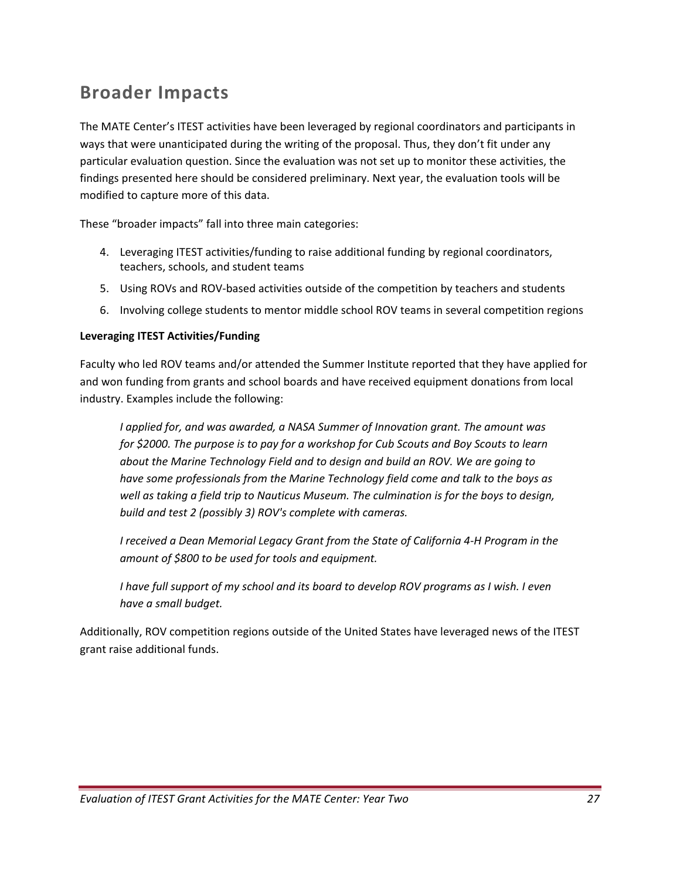## Broader Impacts

The MATE Center's ITEST activities have been leveraged by regional coordinators and participants in ways that were unanticipated during the writing of the proposal. Thus, they don't fit under any particular evaluation question. Since the evaluation was not set up to monitor these activities, the findings presented here should be considered preliminary. Next year, the evaluation tools will be modified to capture more of this data.

These "broader impacts" fall into three main categories:

4. Leveraging ITEST activities/funding to raise additional funding by regional coordinators, teachers, schools, and student teams
5. Using ROVs and ROV-based activities outside of the competition by teachers and students
6. Involving college students to mentor middle school ROV teams in several competition regions

**Leveraging ITEST Activities/Funding**

Faculty who led ROV teams and/or attended the Summer Institute reported that they have applied for and won funding from grants and school boards and have received equipment donations from local industry. Examples include the following:

> *I applied for, and was awarded, a NASA Summer of Innovation grant. The amount was for $2000. The purpose is to pay for a workshop for Cub Scouts and Boy Scouts to learn about the Marine Technology Field and to design and build an ROV. We are going to have some professionals from the Marine Technology field come and talk to the boys as well as taking a field trip to Nauticus Museum. The culmination is for the boys to design, build and test 2 (possibly 3) ROV's complete with cameras.*

> *I received a Dean Memorial Legacy Grant from the State of California 4-H Program in the amount of $800 to be used for tools and equipment.*

> *I have full support of my school and its board to develop ROV programs as I wish. I even have a small budget.*

Additionally, ROV competition regions outside of the United States have leveraged news of the ITEST grant raise additional funds.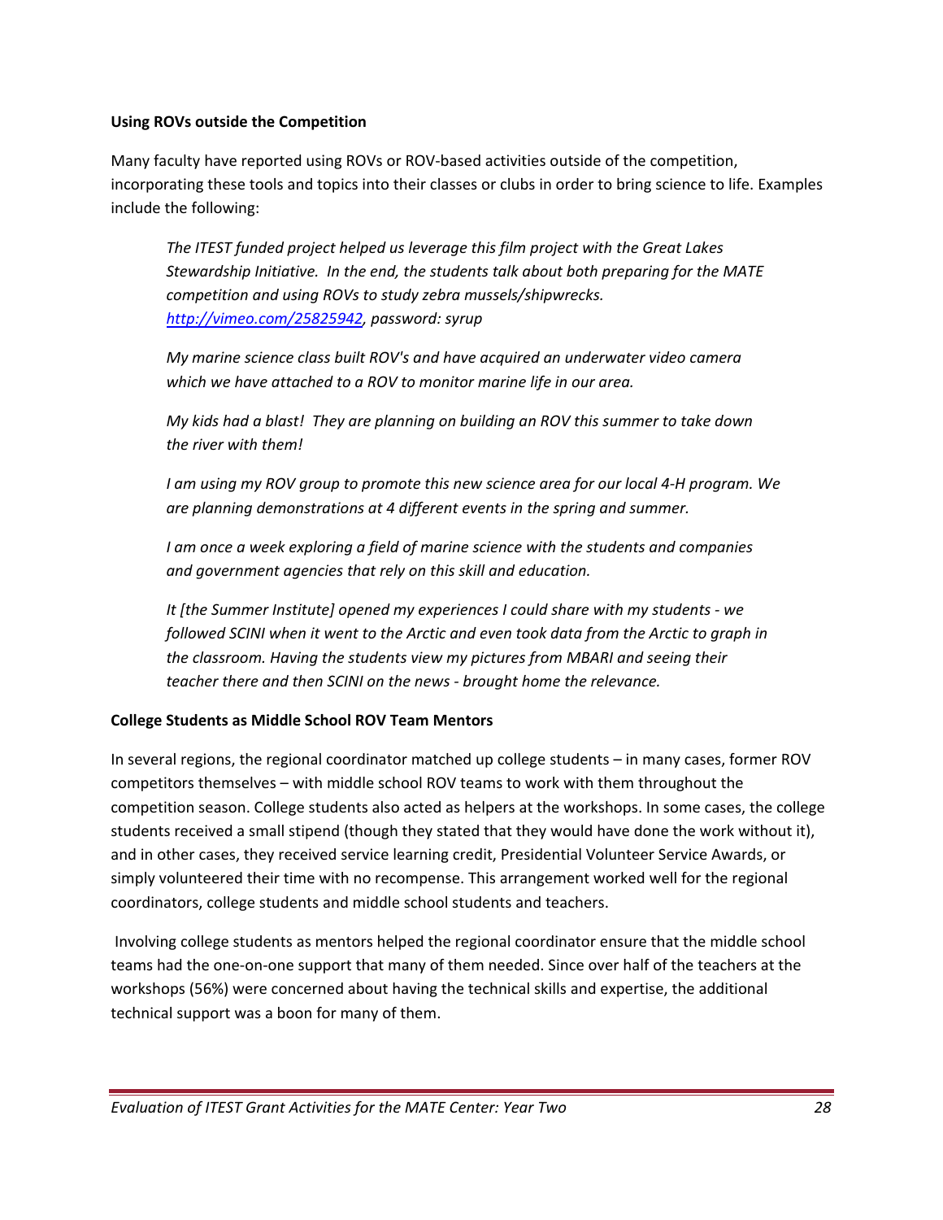**Using ROVs outside the Competition**

Many faculty have reported using ROVs or ROV-based activities outside of the competition, incorporating these tools and topics into their classes or clubs in order to bring science to life. Examples include the following:

> *The ITEST funded project helped us leverage this film project with the Great Lakes Stewardship Initiative. In the end, the students talk about both preparing for the MATE competition and using ROVs to study zebra mussels/shipwrecks. [http://vimeo.com/25825942](http://vimeo.com/25825942), password: syrup*
>
> *My marine science class built ROV's and have acquired an underwater video camera which we have attached to a ROV to monitor marine life in our area.*
>
> *My kids had a blast! They are planning on building an ROV this summer to take down the river with them!*
>
> *I am using my ROV group to promote this new science area for our local 4-H program. We are planning demonstrations at 4 different events in the spring and summer.*
>
> *I am once a week exploring a field of marine science with the students and companies and government agencies that rely on this skill and education.*
>
> *It [the Summer Institute] opened my experiences I could share with my students - we followed SCINI when it went to the Arctic and even took data from the Arctic to graph in the classroom. Having the students view my pictures from MBARI and seeing their teacher there and then SCINI on the news - brought home the relevance.*

**College Students as Middle School ROV Team Mentors**

In several regions, the regional coordinator matched up college students – in many cases, former ROV competitors themselves – with middle school ROV teams to work with them throughout the competition season. College students also acted as helpers at the workshops. In some cases, the college students received a small stipend (though they stated that they would have done the work without it), and in other cases, they received service learning credit, Presidential Volunteer Service Awards, or simply volunteered their time with no recompense. This arrangement worked well for the regional coordinators, college students and middle school students and teachers.

Involving college students as mentors helped the regional coordinator ensure that the middle school teams had the one-on-one support that many of them needed. Since over half of the teachers at the workshops (56%) were concerned about having the technical skills and expertise, the additional technical support was a boon for many of them.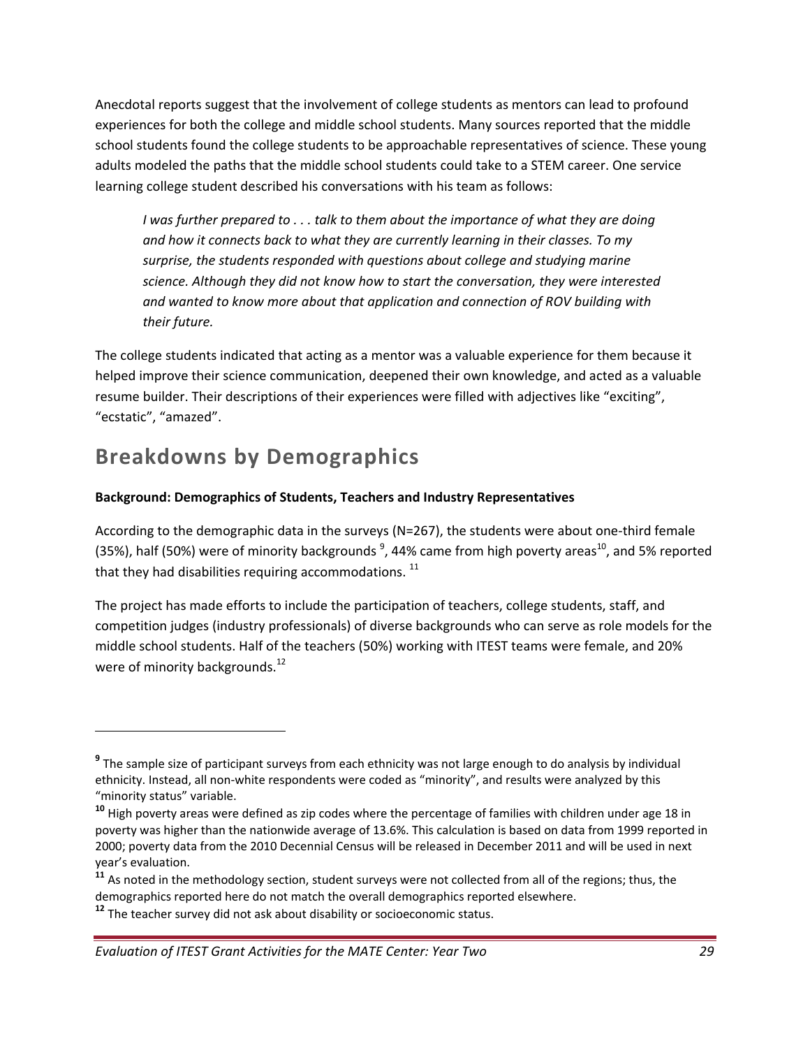Anecdotal reports suggest that the involvement of college students as mentors can lead to profound experiences for both the college and middle school students. Many sources reported that the middle school students found the college students to be approachable representatives of science. These young adults modeled the paths that the middle school students could take to a STEM career. One service learning college student described his conversations with his team as follows:

> *I was further prepared to . . . talk to them about the importance of what they are doing and how it connects back to what they are currently learning in their classes. To my surprise, the students responded with questions about college and studying marine science. Although they did not know how to start the conversation, they were interested and wanted to know more about that application and connection of ROV building with their future.*

The college students indicated that acting as a mentor was a valuable experience for them because it helped improve their science communication, deepened their own knowledge, and acted as a valuable resume builder. Their descriptions of their experiences were filled with adjectives like "exciting", "ecstatic", "amazed".

## Breakdowns by Demographics

**Background: Demographics of Students, Teachers and Industry Representatives**

According to the demographic data in the surveys (N=267), the students were about one-third female (35%), half (50%) were of minority backgrounds [9], 44% came from high poverty areas[10], and 5% reported that they had disabilities requiring accommodations. [11]

The project has made efforts to include the participation of teachers, college students, staff, and competition judges (industry professionals) of diverse backgrounds who can serve as role models for the middle school students. Half of the teachers (50%) working with ITEST teams were female, and 20% were of minority backgrounds.[12]

---

[9] The sample size of participant surveys from each ethnicity was not large enough to do analysis by individual ethnicity. Instead, all non-white respondents were coded as "minority", and results were analyzed by this "minority status" variable.

[10] High poverty areas were defined as zip codes where the percentage of families with children under age 18 in poverty was higher than the nationwide average of 13.6%. This calculation is based on data from 1999 reported in 2000; poverty data from the 2010 Decennial Census will be released in December 2011 and will be used in next year's evaluation.

[11] As noted in the methodology section, student surveys were not collected from all of the regions; thus, the demographics reported here do not match the overall demographics reported elsewhere.

[12] The teacher survey did not ask about disability or socioeconomic status.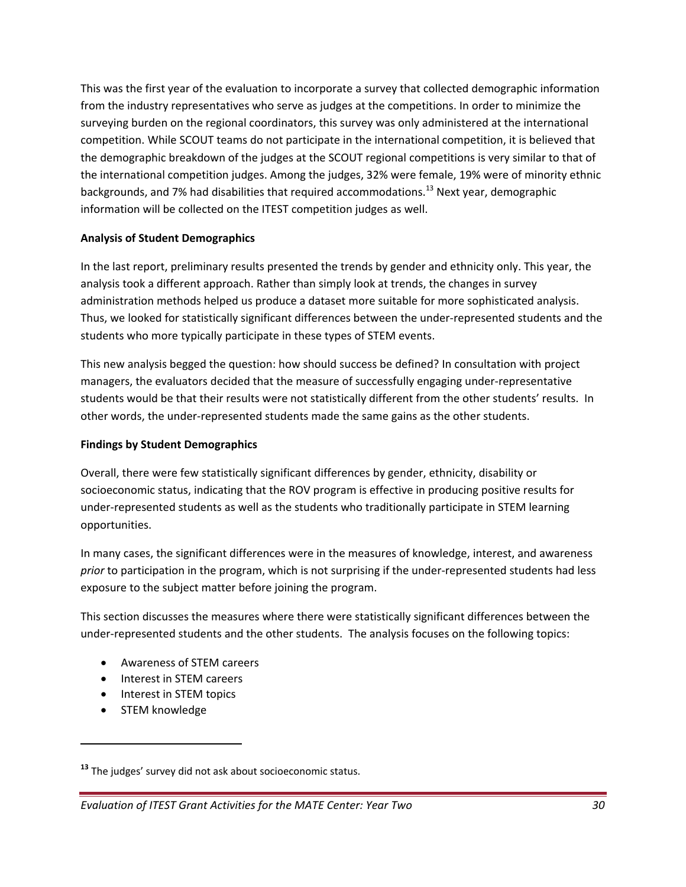This was the first year of the evaluation to incorporate a survey that collected demographic information from the industry representatives who serve as judges at the competitions. In order to minimize the surveying burden on the regional coordinators, this survey was only administered at the international competition. While SCOUT teams do not participate in the international competition, it is believed that the demographic breakdown of the judges at the SCOUT regional competitions is very similar to that of the international competition judges. Among the judges, 32% were female, 19% were of minority ethnic backgrounds, and 7% had disabilities that required accommodations.[13] Next year, demographic information will be collected on the ITEST competition judges as well.

**Analysis of Student Demographics**

In the last report, preliminary results presented the trends by gender and ethnicity only. This year, the analysis took a different approach. Rather than simply look at trends, the changes in survey administration methods helped us produce a dataset more suitable for more sophisticated analysis. Thus, we looked for statistically significant differences between the under-represented students and the students who more typically participate in these types of STEM events.

This new analysis begged the question: how should success be defined? In consultation with project managers, the evaluators decided that the measure of successfully engaging under-representative students would be that their results were not statistically different from the other students' results. In other words, the under-represented students made the same gains as the other students.

**Findings by Student Demographics**

Overall, there were few statistically significant differences by gender, ethnicity, disability or socioeconomic status, indicating that the ROV program is effective in producing positive results for under-represented students as well as the students who traditionally participate in STEM learning opportunities.

In many cases, the significant differences were in the measures of knowledge, interest, and awareness *prior* to participation in the program, which is not surprising if the under-represented students had less exposure to the subject matter before joining the program.

This section discusses the measures where there were statistically significant differences between the under-represented students and the other students. The analysis focuses on the following topics:

- Awareness of STEM careers
- Interest in STEM careers
- Interest in STEM topics
- STEM knowledge

---

[13] The judges' survey did not ask about socioeconomic status.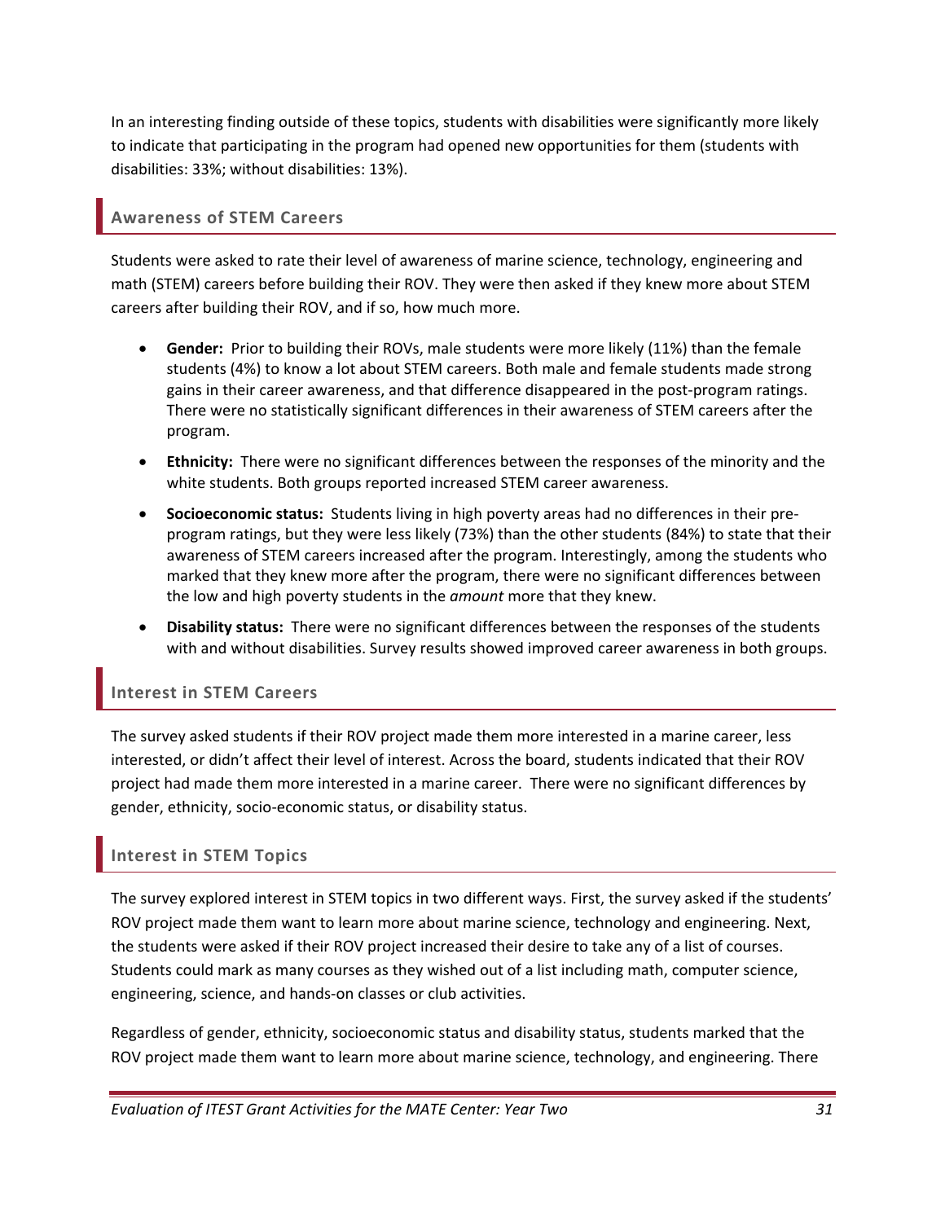In an interesting finding outside of these topics, students with disabilities were significantly more likely to indicate that participating in the program had opened new opportunities for them (students with disabilities: 33%; without disabilities: 13%).

## Awareness of STEM Careers

Students were asked to rate their level of awareness of marine science, technology, engineering and math (STEM) careers before building their ROV. They were then asked if they knew more about STEM careers after building their ROV, and if so, how much more.

- **Gender:** Prior to building their ROVs, male students were more likely (11%) than the female students (4%) to know a lot about STEM careers. Both male and female students made strong gains in their career awareness, and that difference disappeared in the post-program ratings. There were no statistically significant differences in their awareness of STEM careers after the program.
- **Ethnicity:** There were no significant differences between the responses of the minority and the white students. Both groups reported increased STEM career awareness.
- **Socioeconomic status:** Students living in high poverty areas had no differences in their pre-program ratings, but they were less likely (73%) than the other students (84%) to state that their awareness of STEM careers increased after the program. Interestingly, among the students who marked that they knew more after the program, there were no significant differences between the low and high poverty students in the *amount* more that they knew.
- **Disability status:** There were no significant differences between the responses of the students with and without disabilities. Survey results showed improved career awareness in both groups.

## Interest in STEM Careers

The survey asked students if their ROV project made them more interested in a marine career, less interested, or didn't affect their level of interest. Across the board, students indicated that their ROV project had made them more interested in a marine career. There were no significant differences by gender, ethnicity, socio-economic status, or disability status.

## Interest in STEM Topics

The survey explored interest in STEM topics in two different ways. First, the survey asked if the students' ROV project made them want to learn more about marine science, technology and engineering. Next, the students were asked if their ROV project increased their desire to take any of a list of courses. Students could mark as many courses as they wished out of a list including math, computer science, engineering, science, and hands-on classes or club activities.

Regardless of gender, ethnicity, socioeconomic status and disability status, students marked that the ROV project made them want to learn more about marine science, technology, and engineering. There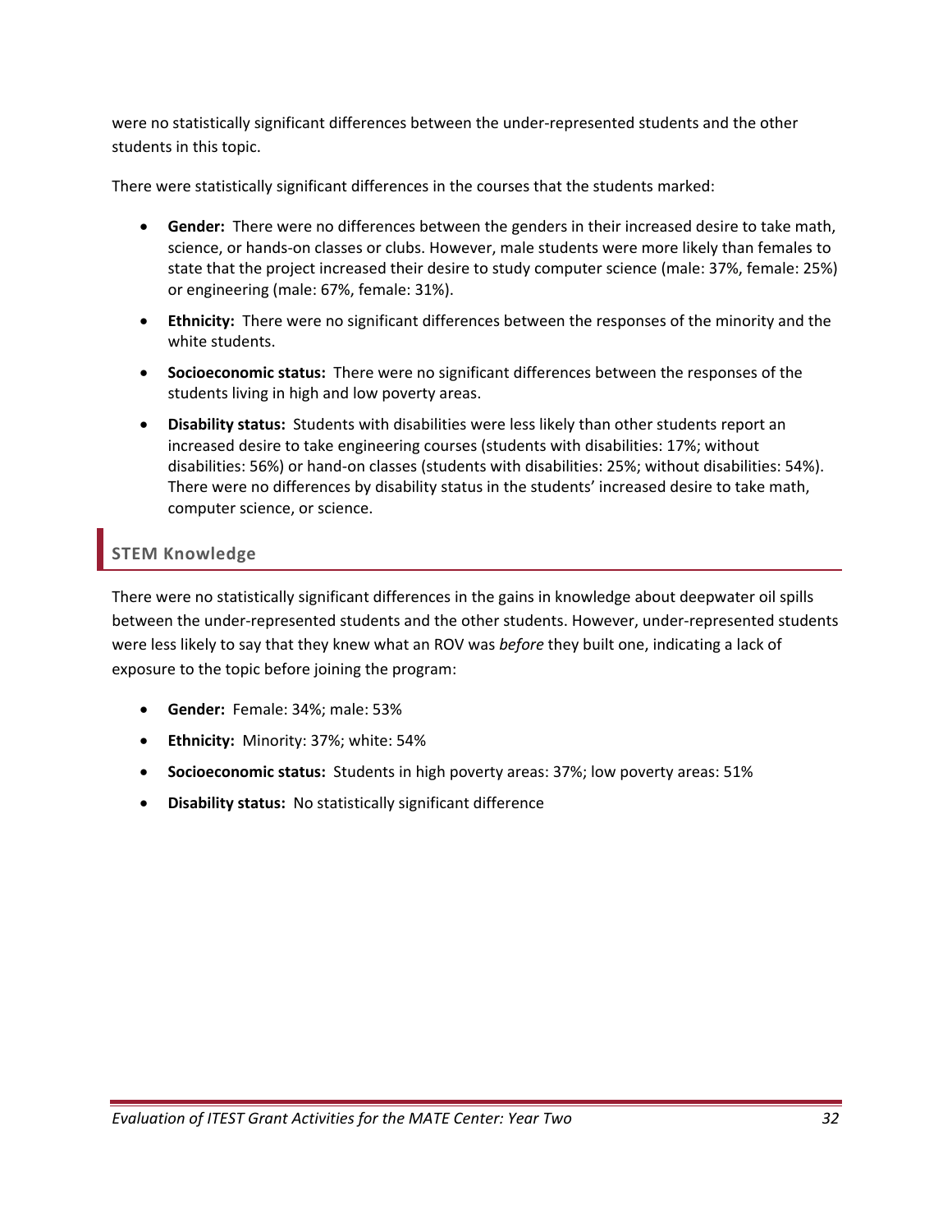were no statistically significant differences between the under-represented students and the other students in this topic.

There were statistically significant differences in the courses that the students marked:

- **Gender:** There were no differences between the genders in their increased desire to take math, science, or hands-on classes or clubs. However, male students were more likely than females to state that the project increased their desire to study computer science (male: 37%, female: 25%) or engineering (male: 67%, female: 31%).
- **Ethnicity:** There were no significant differences between the responses of the minority and the white students.
- **Socioeconomic status:** There were no significant differences between the responses of the students living in high and low poverty areas.
- **Disability status:** Students with disabilities were less likely than other students report an increased desire to take engineering courses (students with disabilities: 17%; without disabilities: 56%) or hand-on classes (students with disabilities: 25%; without disabilities: 54%). There were no differences by disability status in the students' increased desire to take math, computer science, or science.

## STEM Knowledge

There were no statistically significant differences in the gains in knowledge about deepwater oil spills between the under-represented students and the other students. However, under-represented students were less likely to say that they knew what an ROV was *before* they built one, indicating a lack of exposure to the topic before joining the program:

- **Gender:** Female: 34%; male: 53%
- **Ethnicity:** Minority: 37%; white: 54%
- **Socioeconomic status:** Students in high poverty areas: 37%; low poverty areas: 51%
- **Disability status:** No statistically significant difference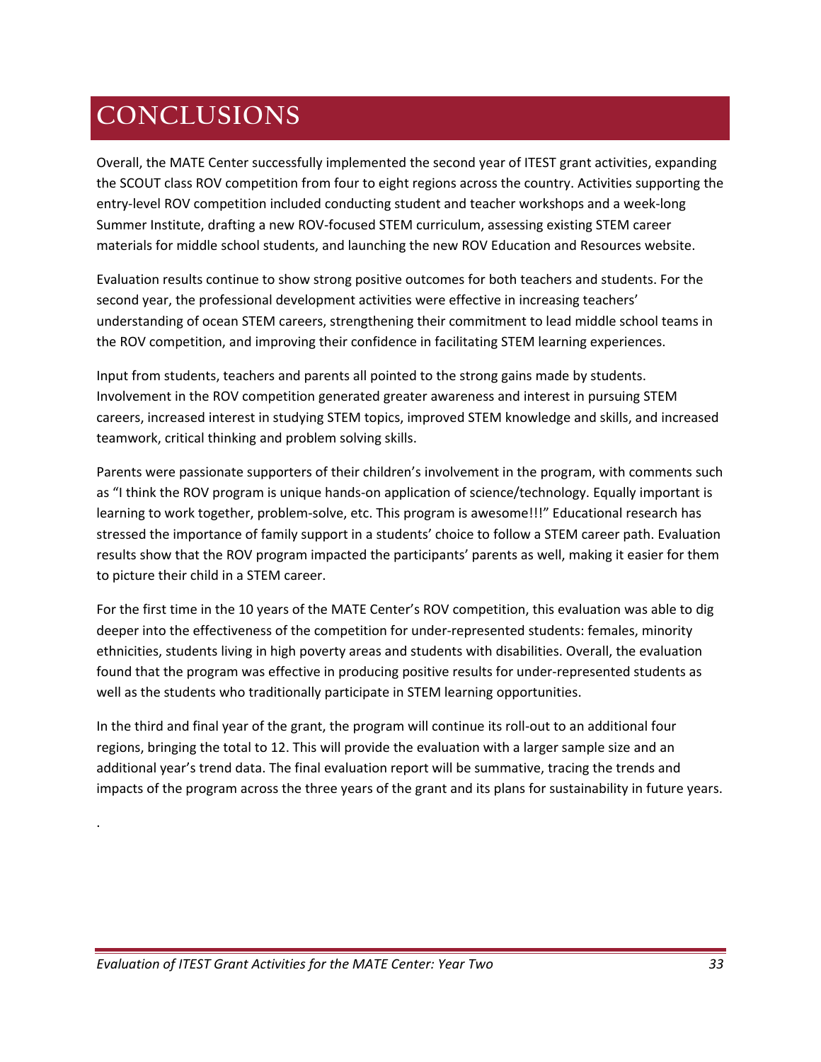# CONCLUSIONS

Overall, the MATE Center successfully implemented the second year of ITEST grant activities, expanding the SCOUT class ROV competition from four to eight regions across the country. Activities supporting the entry-level ROV competition included conducting student and teacher workshops and a week-long Summer Institute, drafting a new ROV-focused STEM curriculum, assessing existing STEM career materials for middle school students, and launching the new ROV Education and Resources website.

Evaluation results continue to show strong positive outcomes for both teachers and students. For the second year, the professional development activities were effective in increasing teachers' understanding of ocean STEM careers, strengthening their commitment to lead middle school teams in the ROV competition, and improving their confidence in facilitating STEM learning experiences.

Input from students, teachers and parents all pointed to the strong gains made by students. Involvement in the ROV competition generated greater awareness and interest in pursuing STEM careers, increased interest in studying STEM topics, improved STEM knowledge and skills, and increased teamwork, critical thinking and problem solving skills.

Parents were passionate supporters of their children's involvement in the program, with comments such as "I think the ROV program is unique hands-on application of science/technology. Equally important is learning to work together, problem-solve, etc. This program is awesome!!!" Educational research has stressed the importance of family support in a students' choice to follow a STEM career path. Evaluation results show that the ROV program impacted the participants' parents as well, making it easier for them to picture their child in a STEM career.

For the first time in the 10 years of the MATE Center's ROV competition, this evaluation was able to dig deeper into the effectiveness of the competition for under-represented students: females, minority ethnicities, students living in high poverty areas and students with disabilities. Overall, the evaluation found that the program was effective in producing positive results for under-represented students as well as the students who traditionally participate in STEM learning opportunities.

In the third and final year of the grant, the program will continue its roll-out to an additional four regions, bringing the total to 12. This will provide the evaluation with a larger sample size and an additional year's trend data. The final evaluation report will be summative, tracing the trends and impacts of the program across the three years of the grant and its plans for sustainability in future years.

.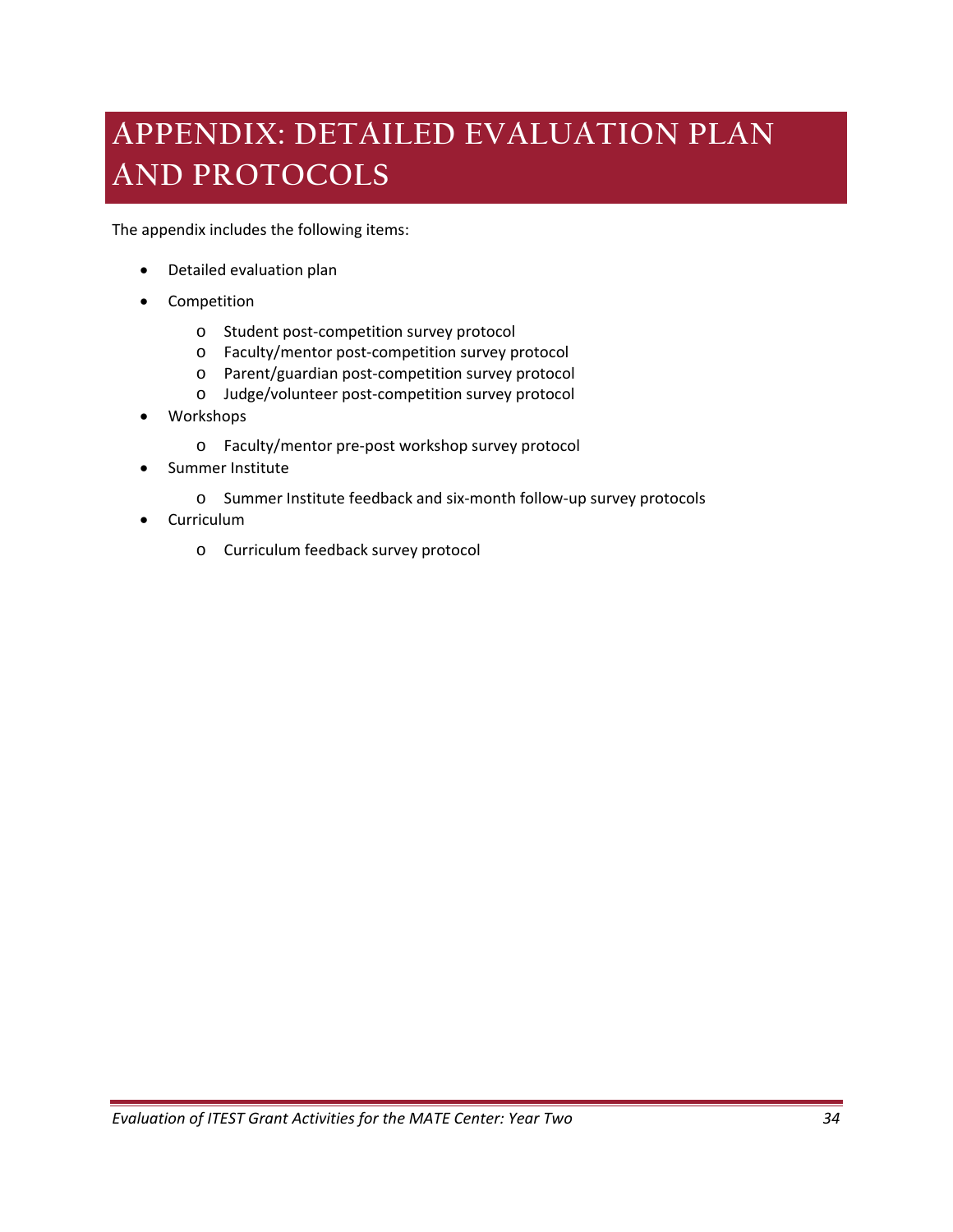# APPENDIX: DETAILED EVALUATION PLAN AND PROTOCOLS

The appendix includes the following items:

- Detailed evaluation plan
- Competition
  - Student post-competition survey protocol
  - Faculty/mentor post-competition survey protocol
  - Parent/guardian post-competition survey protocol
  - Judge/volunteer post-competition survey protocol
- Workshops
  - Faculty/mentor pre-post workshop survey protocol
- Summer Institute
  - Summer Institute feedback and six-month follow-up survey protocols
- Curriculum
  - Curriculum feedback survey protocol